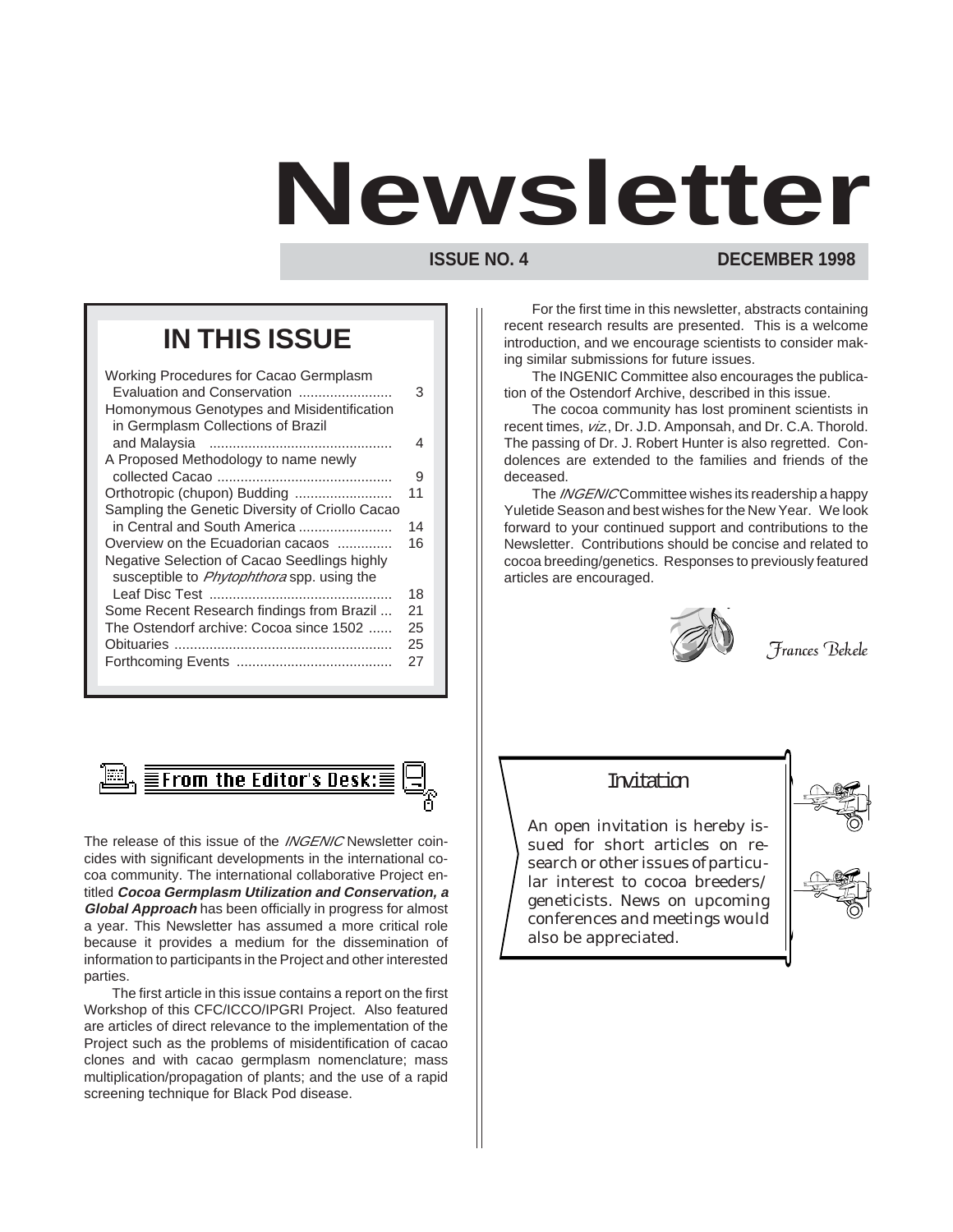# Newsletter

**ISSUE NO. 4** **DECEMBER 1998**

## IN THIS ISSUE

| | |
|---|---|
| Working Procedures for Cacao Germplasm Evaluation and Conservation | 3 |
| Homonymous Genotypes and Misidentification in Germplasm Collections of Brazil and Malaysia | 4 |
| A Proposed Methodology to name newly collected Cacao | 9 |
| Orthotropic (chupon) Budding | 11 |
| Sampling the Genetic Diversity of Criollo Cacao in Central and South America | 14 |
| Overview on the Ecuadorian cacaos | 16 |
| Negative Selection of Cacao Seedlings highly susceptible to *Phytophthora* spp. using the Leaf Disc Test | 18 |
| Some Recent Research findings from Brazil | 21 |
| The Ostendorf archive: Cocoa since 1502 | 25 |
| Obituaries | 25 |
| Forthcoming Events | 27 |

## From the Editor's Desk:

The release of this issue of the *INGENIC* Newsletter coincides with significant developments in the international cocoa community. The international collaborative Project entitled ***Cocoa Germplasm Utilization and Conservation, a Global Approach*** has been officially in progress for almost a year. This Newsletter has assumed a more critical role because it provides a medium for the dissemination of information to participants in the Project and other interested parties.

The first article in this issue contains a report on the first Workshop of this CFC/ICCO/IPGRI Project. Also featured are articles of direct relevance to the implementation of the Project such as the problems of misidentification of cacao clones and with cacao germplasm nomenclature; mass multiplication/propagation of plants; and the use of a rapid screening technique for Black Pod disease.

For the first time in this newsletter, abstracts containing recent research results are presented. This is a welcome introduction, and we encourage scientists to consider making similar submissions for future issues.

The INGENIC Committee also encourages the publication of the Ostendorf Archive, described in this issue.

The cocoa community has lost prominent scientists in recent times, *viz*., Dr. J.D. Amponsah, and Dr. C.A. Thorold. The passing of Dr. J. Robert Hunter is also regretted. Condolences are extended to the families and friends of the deceased.

The *INGENIC* Committee wishes its readership a happy Yuletide Season and best wishes for the New Year. We look forward to your continued support and contributions to the Newsletter. Contributions should be concise and related to cocoa breeding/genetics. Responses to previously featured articles are encouraged.

*Frances Bekele*

### Invitation

An open invitation is hereby issued for short articles on research or other issues of particular interest to cocoa breeders/ geneticists. News on upcoming conferences and meetings would also be appreciated.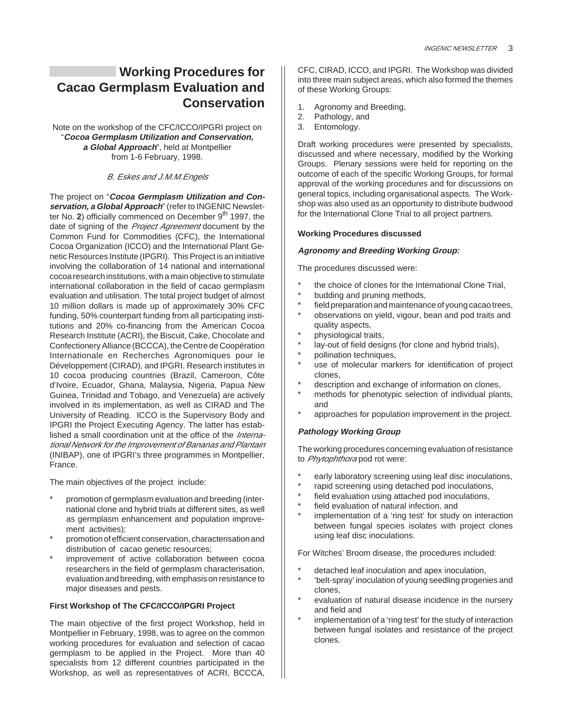# Working Procedures for Cacao Germplasm Evaluation and Conservation

Note on the workshop of the CFC/ICCO/IPGRI project on "***Cocoa Germplasm Utilization and Conservation, a Global Approach***", held at Montpellier from 1-6 February, 1998.

*B. Eskes and J.M.M.Engels*

The project on "***Cocoa Germplasm Utilization and Conservation, a Global Approach***" (refer to INGENIC Newsletter No. **2**) officially commenced on December 9th 1997, the date of signing of the *Project Agreement* document by the Common Fund for Commodities (CFC), the International Cocoa Organization (ICCO) and the International Plant Genetic Resources Institute (IPGRI). This Project is an initiative involving the collaboration of 14 national and international cocoa research institutions, with a main objective to stimulate international collaboration in the field of cacao germplasm evaluation and utilisation. The total project budget of almost 10 million dollars is made up of approximately 30% CFC funding, 50% counterpart funding from all participating institutions and 20% co-financing from the American Cocoa Research Institute (ACRI), the Biscuit, Cake, Chocolate and Confectionery Alliance (BCCCA), the Centre de Coopération Internationale en Recherches Agronomiques pour le Développement (CIRAD), and IPGRI. Research institutes in 10 cocoa producing countries (Brazil, Cameroon, Côte d'Ivoire, Ecuador, Ghana, Malaysia, Nigeria, Papua New Guinea, Trinidad and Tobago, and Venezuela) are actively involved in its implementation, as well as CIRAD and The University of Reading. ICCO is the Supervisory Body and IPGRI the Project Executing Agency. The latter has established a small coordination unit at the office of the *International Network for the Improvement of Bananas and Plantain* (INIBAP), one of IPGRI's three programmes in Montpellier, France.

The main objectives of the project include:

* promotion of germplasm evaluation and breeding (international clone and hybrid trials at different sites, as well as germplasm enhancement and population improvement activities);
* promotion of efficient conservation, characterisation and distribution of cacao genetic resources;
* improvement of active collaboration between cocoa researchers in the field of germplasm characterisation, evaluation and breeding, with emphasis on resistance to major diseases and pests.

**First Workshop of The CFC/ICCO/IPGRI Project**

The main objective of the first project Workshop, held in Montpellier in February, 1998, was to agree on the common working procedures for evaluation and selection of cacao germplasm to be applied in the Project. More than 40 specialists from 12 different countries participated in the Workshop, as well as representatives of ACRI, BCCCA, CFC, CIRAD, ICCO, and IPGRI. The Workshop was divided into three main subject areas, which also formed the themes of these Working Groups:

1. Agronomy and Breeding,
2. Pathology, and
3. Entomology.

Draft working procedures were presented by specialists, discussed and where necessary, modified by the Working Groups. Plenary sessions were held for reporting on the outcome of each of the specific Working Groups, for formal approval of the working procedures and for discussions on general topics, including organisational aspects. The Workshop was also used as an opportunity to distribute budwood for the International Clone Trial to all project partners.

**Working Procedures discussed**

***Agronomy and Breeding Working Group:***

The procedures discussed were:

* the choice of clones for the International Clone Trial,
* budding and pruning methods,
* field preparation and maintenance of young cacao trees,
* observations on yield, vigour, bean and pod traits and quality aspects,
* physiological traits,
* lay-out of field designs (for clone and hybrid trials),
* pollination techniques,
* use of molecular markers for identification of project clones,
* description and exchange of information on clones,
* methods for phenotypic selection of individual plants, and
* approaches for population improvement in the project.

***Pathology Working Group***

The working procedures concerning evaluation of resistance to *Phytophthora* pod rot were:

* early laboratory screening using leaf disc inoculations,
* rapid screening using detached pod inoculations,
* field evaluation using attached pod inoculations,
* field evaluation of natural infection, and
* implementation of a 'ring test' for study on interaction between fungal species isolates with project clones using leaf disc inoculations.

For Witches' Broom disease, the procedures included:

* detached leaf inoculation and apex inoculation,
* 'belt-spray' inoculation of young seedling progenies and clones,
* evaluation of natural disease incidence in the nursery and field and
* implementation of a 'ring test' for the study of interaction between fungal isolates and resistance of the project clones.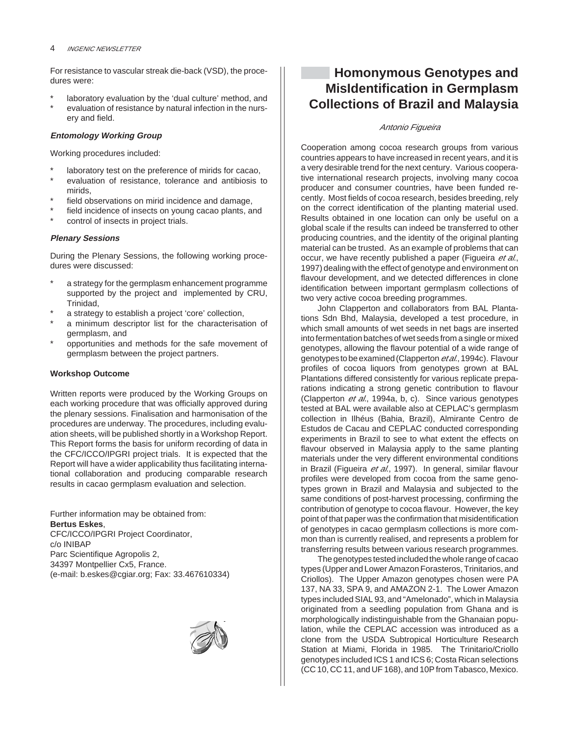For resistance to vascular streak die-back (VSD), the procedures were:

* laboratory evaluation by the 'dual culture' method, and
* evaluation of resistance by natural infection in the nursery and field.

### *Entomology Working Group*

Working procedures included:

* laboratory test on the preference of mirids for cacao,
* evaluation of resistance, tolerance and antibiosis to mirids,
* field observations on mirid incidence and damage,
* field incidence of insects on young cacao plants, and
* control of insects in project trials.

### *Plenary Sessions*

During the Plenary Sessions, the following working procedures were discussed:

* a strategy for the germplasm enhancement programme supported by the project and implemented by CRU, Trinidad,
* a strategy to establish a project 'core' collection,
* a minimum descriptor list for the characterisation of germplasm, and
* opportunities and methods for the safe movement of germplasm between the project partners.

### Workshop Outcome

Written reports were produced by the Working Groups on each working procedure that was officially approved during the plenary sessions. Finalisation and harmonisation of the procedures are underway. The procedures, including evaluation sheets, will be published shortly in a Workshop Report. This Report forms the basis for uniform recording of data in the CFC/ICCO/IPGRI project trials. It is expected that the Report will have a wider applicability thus facilitating international collaboration and producing comparable research results in cacao germplasm evaluation and selection.

Further information may be obtained from:
**Bertus Eskes**,
CFC/ICCO/IPGRI Project Coordinator,
c/o INIBAP
Parc Scientifique Agropolis 2,
34397 Montpellier Cx5, France.
(e-mail: b.eskes@cgiar.org; Fax: 33.467610334)

## Homonymous Genotypes and MisIdentification in Germplasm Collections of Brazil and Malaysia

*Antonio Figueira*

Cooperation among cocoa research groups from various countries appears to have increased in recent years, and it is a very desirable trend for the next century. Various cooperative international research projects, involving many cocoa producer and consumer countries, have been funded recently. Most fields of cocoa research, besides breeding, rely on the correct identification of the planting material used. Results obtained in one location can only be useful on a global scale if the results can indeed be transferred to other producing countries, and the identity of the original planting material can be trusted. As an example of problems that can occur, we have recently published a paper (Figueira *et al.*, 1997) dealing with the effect of genotype and environment on flavour development, and we detected differences in clone identification between important germplasm collections of two very active cocoa breeding programmes.

John Clapperton and collaborators from BAL Plantations Sdn Bhd, Malaysia, developed a test procedure, in which small amounts of wet seeds in net bags are inserted into fermentation batches of wet seeds from a single or mixed genotypes, allowing the flavour potential of a wide range of genotypes to be examined (Clapperton *et al.*, 1994c). Flavour profiles of cocoa liquors from genotypes grown at BAL Plantations differed consistently for various replicate preparations indicating a strong genetic contribution to flavour (Clapperton *et al.*, 1994a, b, c). Since various genotypes tested at BAL were available also at CEPLAC's germplasm collection in Ilhéus (Bahia, Brazil), Almirante Centro de Estudos de Cacau and CEPLAC conducted corresponding experiments in Brazil to see to what extent the effects on flavour observed in Malaysia apply to the same planting materials under the very different environmental conditions in Brazil (Figueira *et al.*, 1997). In general, similar flavour profiles were developed from cocoa from the same genotypes grown in Brazil and Malaysia and subjected to the same conditions of post-harvest processing, confirming the contribution of genotype to cocoa flavour. However, the key point of that paper was the confirmation that misidentification of genotypes in cacao germplasm collections is more common than is currently realised, and represents a problem for transferring results between various research programmes.

The genotypes tested included the whole range of cacao types (Upper and Lower Amazon Forasteros, Trinitarios, and Criollos). The Upper Amazon genotypes chosen were PA 137, NA 33, SPA 9, and AMAZON 2-1. The Lower Amazon types included SIAL 93, and "Amelonado", which in Malaysia originated from a seedling population from Ghana and is morphologically indistinguishable from the Ghanaian population, while the CEPLAC accession was introduced as a clone from the USDA Subtropical Horticulture Research Station at Miami, Florida in 1985. The Trinitario/Criollo genotypes included ICS 1 and ICS 6; Costa Rican selections (CC 10, CC 11, and UF 168), and 10P from Tabasco, Mexico.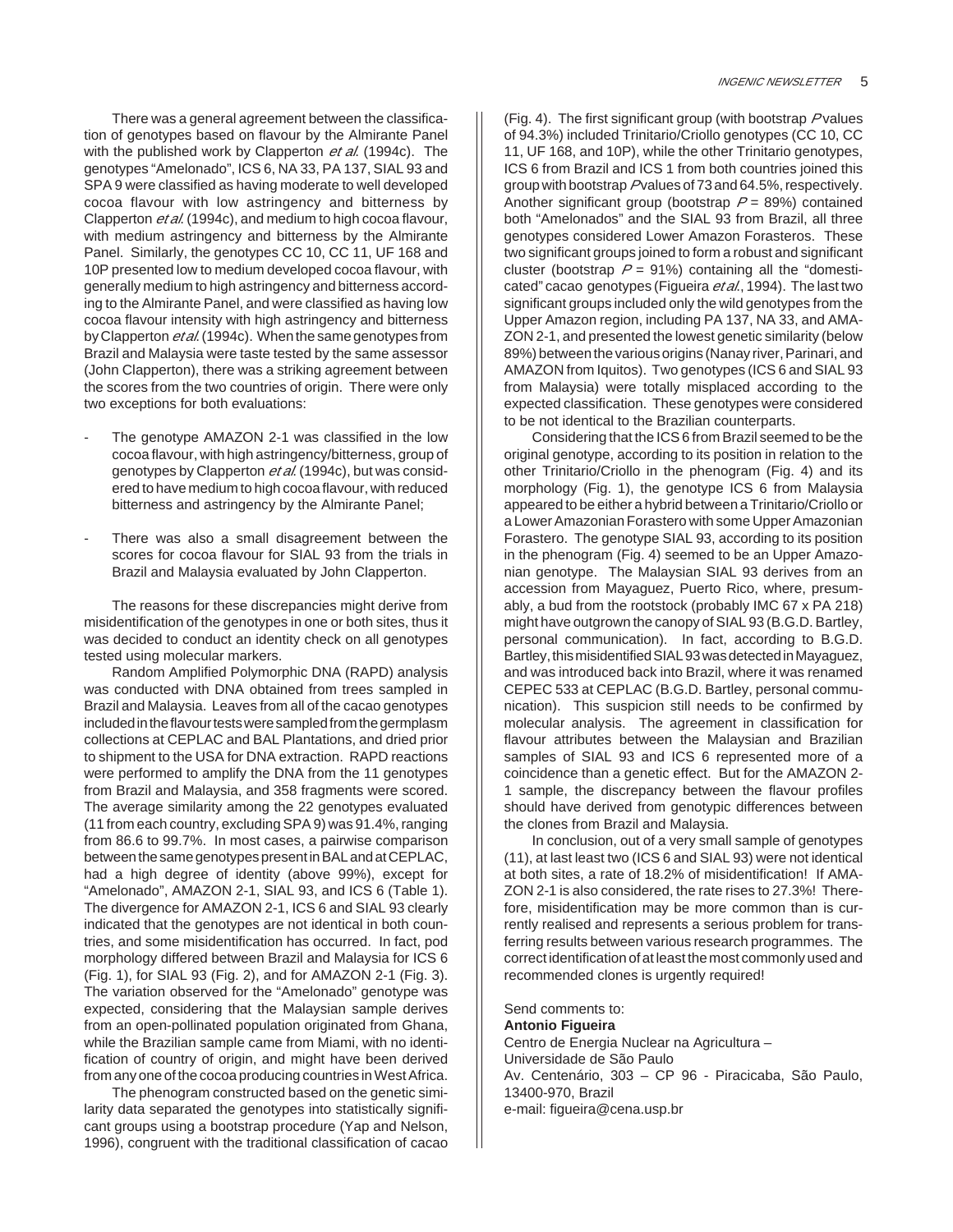There was a general agreement between the classification of genotypes based on flavour by the Almirante Panel with the published work by Clapperton *et al.* (1994c). The genotypes "Amelonado", ICS 6, NA 33, PA 137, SIAL 93 and SPA 9 were classified as having moderate to well developed cocoa flavour with low astringency and bitterness by Clapperton *et al.* (1994c), and medium to high cocoa flavour, with medium astringency and bitterness by the Almirante Panel. Similarly, the genotypes CC 10, CC 11, UF 168 and 10P presented low to medium developed cocoa flavour, with generally medium to high astringency and bitterness according to the Almirante Panel, and were classified as having low cocoa flavour intensity with high astringency and bitterness by Clapperton *et al.* (1994c). When the same genotypes from Brazil and Malaysia were taste tested by the same assessor (John Clapperton), there was a striking agreement between the scores from the two countries of origin. There were only two exceptions for both evaluations:

- The genotype AMAZON 2-1 was classified in the low cocoa flavour, with high astringency/bitterness, group of genotypes by Clapperton *et al.* (1994c), but was considered to have medium to high cocoa flavour, with reduced bitterness and astringency by the Almirante Panel;

- There was also a small disagreement between the scores for cocoa flavour for SIAL 93 from the trials in Brazil and Malaysia evaluated by John Clapperton.

The reasons for these discrepancies might derive from misidentification of the genotypes in one or both sites, thus it was decided to conduct an identity check on all genotypes tested using molecular markers.

Random Amplified Polymorphic DNA (RAPD) analysis was conducted with DNA obtained from trees sampled in Brazil and Malaysia. Leaves from all of the cacao genotypes included in the flavour tests were sampled from the germplasm collections at CEPLAC and BAL Plantations, and dried prior to shipment to the USA for DNA extraction. RAPD reactions were performed to amplify the DNA from the 11 genotypes from Brazil and Malaysia, and 358 fragments were scored. The average similarity among the 22 genotypes evaluated (11 from each country, excluding SPA 9) was 91.4%, ranging from 86.6 to 99.7%. In most cases, a pairwise comparison between the same genotypes present in BAL and at CEPLAC, had a high degree of identity (above 99%), except for "Amelonado", AMAZON 2-1, SIAL 93, and ICS 6 (Table 1). The divergence for AMAZON 2-1, ICS 6 and SIAL 93 clearly indicated that the genotypes are not identical in both countries, and some misidentification has occurred. In fact, pod morphology differed between Brazil and Malaysia for ICS 6 (Fig. 1), for SIAL 93 (Fig. 2), and for AMAZON 2-1 (Fig. 3). The variation observed for the "Amelonado" genotype was expected, considering that the Malaysian sample derives from an open-pollinated population originated from Ghana, while the Brazilian sample came from Miami, with no identification of country of origin, and might have been derived from any one of the cocoa producing countries in West Africa.

The phenogram constructed based on the genetic similarity data separated the genotypes into statistically significant groups using a bootstrap procedure (Yap and Nelson, 1996), congruent with the traditional classification of cacao (Fig. 4). The first significant group (with bootstrap *P* values of 94.3%) included Trinitario/Criollo genotypes (CC 10, CC 11, UF 168, and 10P), while the other Trinitario genotypes, ICS 6 from Brazil and ICS 1 from both countries joined this group with bootstrap *P* values of 73 and 64.5%, respectively. Another significant group (bootstrap $P = 89\%$) contained both "Amelonados" and the SIAL 93 from Brazil, all three genotypes considered Lower Amazon Forasteros. These two significant groups joined to form a robust and significant cluster (bootstrap $P = 91\%$) containing all the "domesticated" cacao genotypes (Figueira *et al.*, 1994). The last two significant groups included only the wild genotypes from the Upper Amazon region, including PA 137, NA 33, and AMAZON 2-1, and presented the lowest genetic similarity (below 89%) between the various origins (Nanay river, Parinari, and AMAZON from Iquitos). Two genotypes (ICS 6 and SIAL 93 from Malaysia) were totally misplaced according to the expected classification. These genotypes were considered to be not identical to the Brazilian counterparts.

Considering that the ICS 6 from Brazil seemed to be the original genotype, according to its position in relation to the other Trinitario/Criollo in the phenogram (Fig. 4) and its morphology (Fig. 1), the genotype ICS 6 from Malaysia appeared to be either a hybrid between a Trinitario/Criollo or a Lower Amazonian Forastero with some Upper Amazonian Forastero. The genotype SIAL 93, according to its position in the phenogram (Fig. 4) seemed to be an Upper Amazonian genotype. The Malaysian SIAL 93 derives from an accession from Mayaguez, Puerto Rico, where, presumably, a bud from the rootstock (probably IMC 67 x PA 218) might have outgrown the canopy of SIAL 93 (B.G.D. Bartley, personal communication). In fact, according to B.G.D. Bartley, this misidentified SIAL 93 was detected in Mayaguez, and was introduced back into Brazil, where it was renamed CEPEC 533 at CEPLAC (B.G.D. Bartley, personal communication). This suspicion still needs to be confirmed by molecular analysis. The agreement in classification for flavour attributes between the Malaysian and Brazilian samples of SIAL 93 and ICS 6 represented more of a coincidence than a genetic effect. But for the AMAZON 2-1 sample, the discrepancy between the flavour profiles should have derived from genotypic differences between the clones from Brazil and Malaysia.

In conclusion, out of a very small sample of genotypes (11), at last least two (ICS 6 and SIAL 93) were not identical at both sites, a rate of 18.2% of misidentification! If AMAZON 2-1 is also considered, the rate rises to 27.3%! Therefore, misidentification may be more common than is currently realised and represents a serious problem for transferring results between various research programmes. The correct identification of at least the most commonly used and recommended clones is urgently required!

Send comments to:
**Antonio Figueira**
Centro de Energia Nuclear na Agricultura –
Universidade de São Paulo
Av. Centenário, 303 – CP 96 - Piracicaba, São Paulo, 13400-970, Brazil
e-mail: figueira@cena.usp.br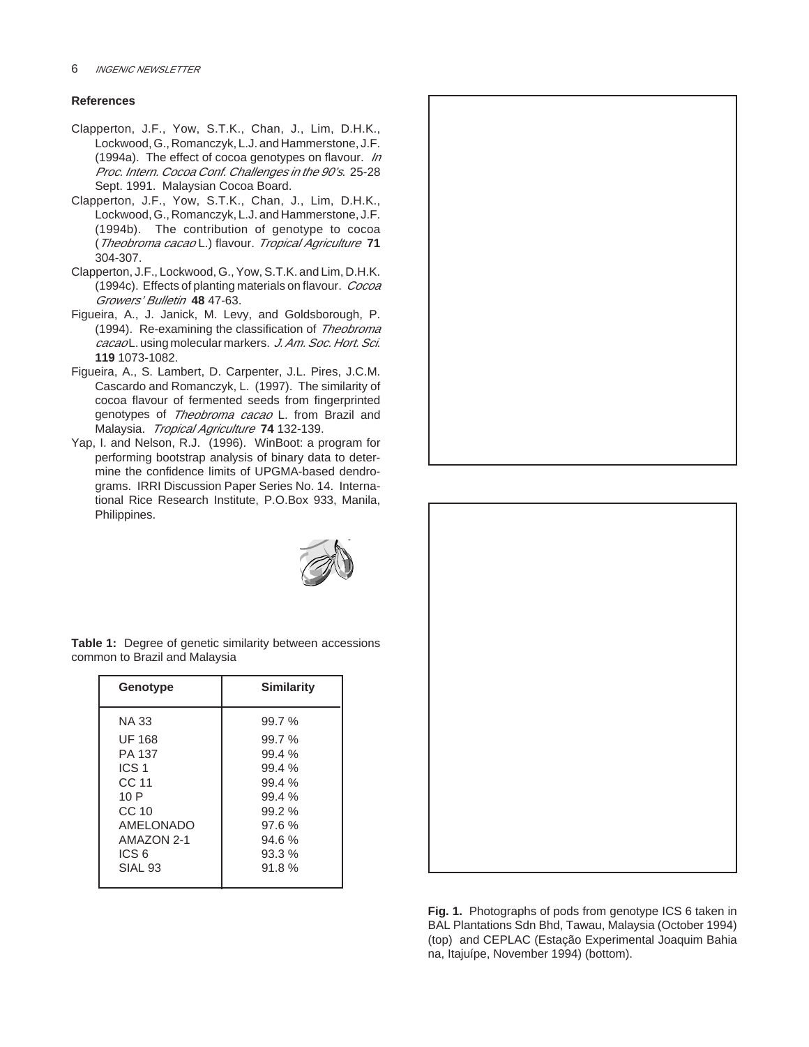### References

Clapperton, J.F., Yow, S.T.K., Chan, J., Lim, D.H.K., Lockwood, G., Romanczyk, L.J. and Hammerstone, J.F. (1994a). The effect of cocoa genotypes on flavour. *In Proc. Intern. Cocoa Conf. Challenges in the 90's*. 25-28 Sept. 1991. Malaysian Cocoa Board.

Clapperton, J.F., Yow, S.T.K., Chan, J., Lim, D.H.K., Lockwood, G., Romanczyk, L.J. and Hammerstone, J.F. (1994b). The contribution of genotype to cocoa (*Theobroma cacao* L.) flavour. *Tropical Agriculture* **71** 304-307.

Clapperton, J.F., Lockwood, G., Yow, S.T.K. and Lim, D.H.K. (1994c). Effects of planting materials on flavour. *Cocoa Growers' Bulletin* **48** 47-63.

Figueira, A., J. Janick, M. Levy, and Goldsborough, P. (1994). Re-examining the classification of *Theobroma cacao* L. using molecular markers. *J. Am. Soc. Hort. Sci.* **119** 1073-1082.

Figueira, A., S. Lambert, D. Carpenter, J.L. Pires, J.C.M. Cascardo and Romanczyk, L. (1997). The similarity of cocoa flavour of fermented seeds from fingerprinted genotypes of *Theobroma cacao* L. from Brazil and Malaysia. *Tropical Agriculture* **74** 132-139.

Yap, I. and Nelson, R.J. (1996). WinBoot: a program for performing bootstrap analysis of binary data to determine the confidence limits of UPGMA-based dendrograms. IRRI Discussion Paper Series No. 14. International Rice Research Institute, P.O.Box 933, Manila, Philippines.

**Table 1:** Degree of genetic similarity between accessions common to Brazil and Malaysia

| Genotype | Similarity |
|---|---|
| NA 33 | 99.7 % |
| UF 168 | 99.7 % |
| PA 137 | 99.4 % |
| ICS 1 | 99.4 % |
| CC 11 | 99.4 % |
| 10 P | 99.4 % |
| CC 10 | 99.2 % |
| AMELONADO | 97.6 % |
| AMAZON 2-1 | 94.6 % |
| ICS 6 | 93.3 % |
| SIAL 93 | 91.8 % |

**Fig. 1.** Photographs of pods from genotype ICS 6 taken in BAL Plantations Sdn Bhd, Tawau, Malaysia (October 1994) (top) and CEPLAC (Estação Experimental Joaquim Bahiana, Itajuípe, November 1994) (bottom).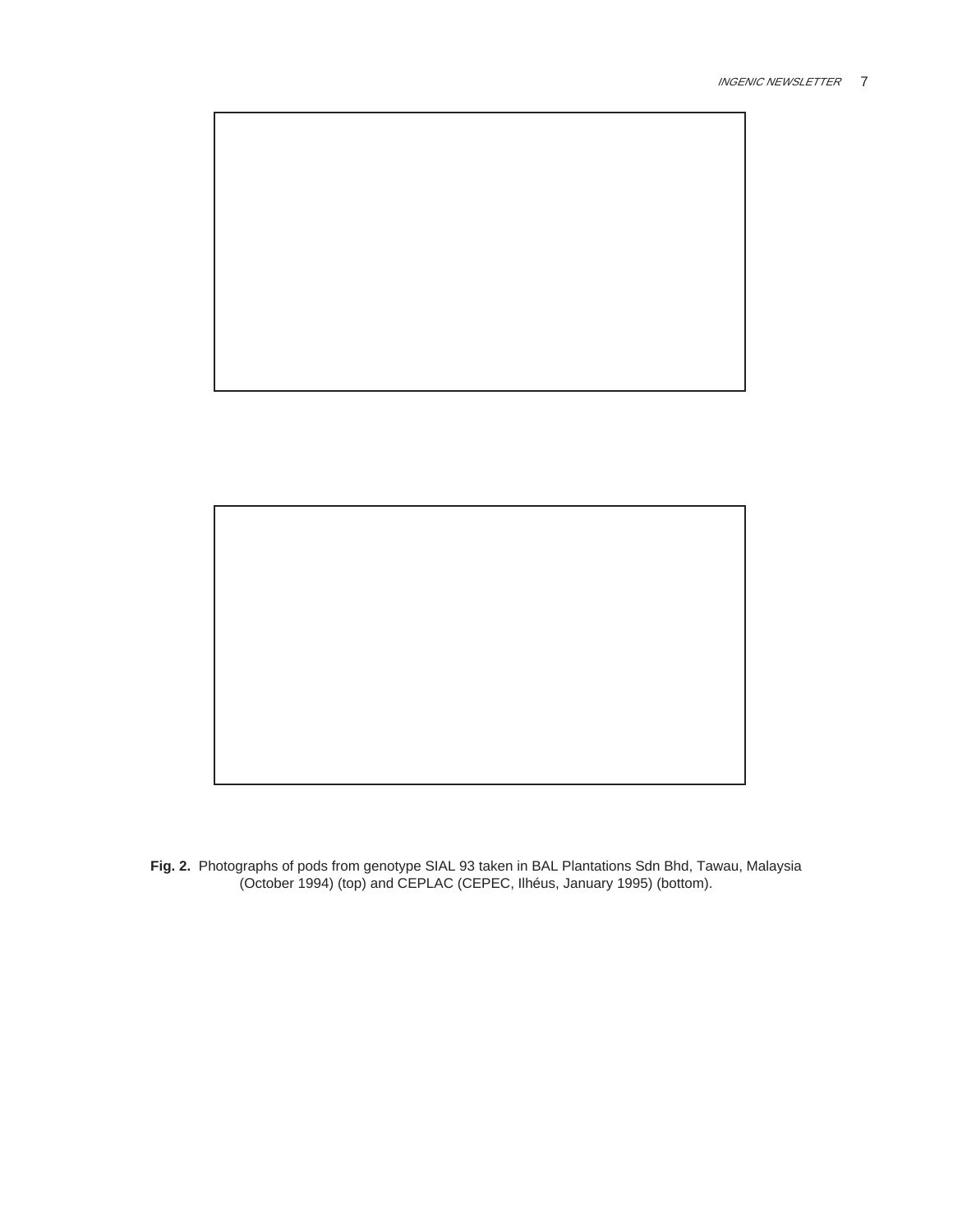**Fig. 2.** Photographs of pods from genotype SIAL 93 taken in BAL Plantations Sdn Bhd, Tawau, Malaysia (October 1994) (top) and CEPLAC (CEPEC, Ilhéus, January 1995) (bottom).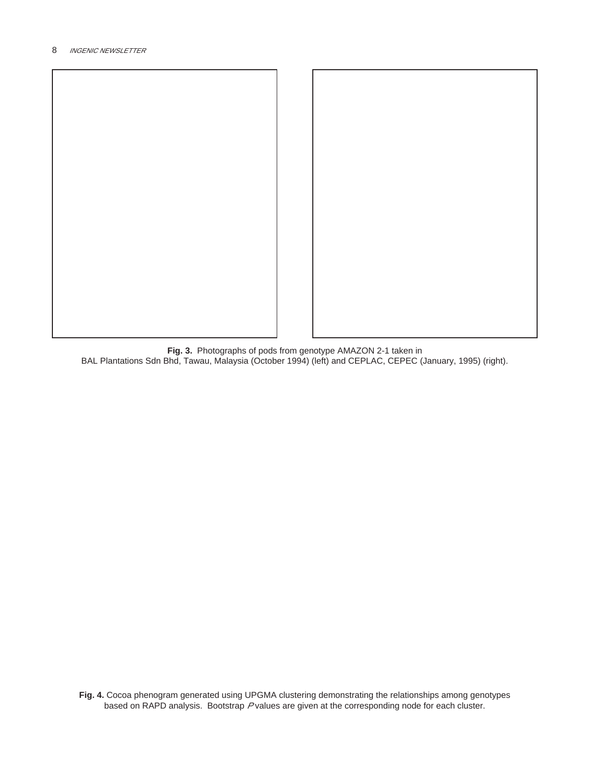**Fig. 3.** Photographs of pods from genotype AMAZON 2-1 taken in BAL Plantations Sdn Bhd, Tawau, Malaysia (October 1994) (left) and CEPLAC, CEPEC (January, 1995) (right).

**Fig. 4.** Cocoa phenogram generated using UPGMA clustering demonstrating the relationships among genotypes based on RAPD analysis. Bootstrap $P$ values are given at the corresponding node for each cluster.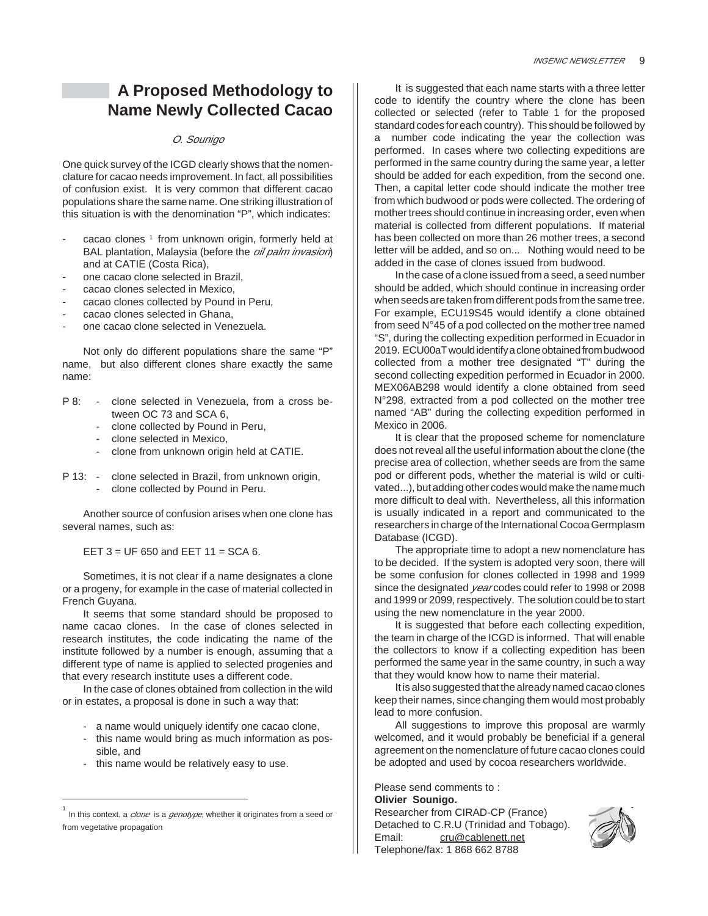# A Proposed Methodology to Name Newly Collected Cacao

*O. Sounigo*

One quick survey of the ICGD clearly shows that the nomenclature for cacao needs improvement. In fact, all possibilities of confusion exist. It is very common that different cacao populations share the same name. One striking illustration of this situation is with the denomination "P", which indicates:

- cacao clones [1] from unknown origin, formerly held at BAL plantation, Malaysia (before the *oil palm invasion*) and at CATIE (Costa Rica),
- one cacao clone selected in Brazil,
- cacao clones selected in Mexico,
- cacao clones collected by Pound in Peru,
- cacao clones selected in Ghana,
- one cacao clone selected in Venezuela.

Not only do different populations share the same "P" name, but also different clones share exactly the same name:

P 8:
- clone selected in Venezuela, from a cross between OC 73 and SCA 6,
- clone collected by Pound in Peru,
- clone selected in Mexico,
- clone from unknown origin held at CATIE.

P 13:
- clone selected in Brazil, from unknown origin,
- clone collected by Pound in Peru.

Another source of confusion arises when one clone has several names, such as:

EET 3 = UF 650 and EET 11 = SCA 6.

Sometimes, it is not clear if a name designates a clone or a progeny, for example in the case of material collected in French Guyana.

It seems that some standard should be proposed to name cacao clones. In the case of clones selected in research institutes, the code indicating the name of the institute followed by a number is enough, assuming that a different type of name is applied to selected progenies and that every research institute uses a different code.

In the case of clones obtained from collection in the wild or in estates, a proposal is done in such a way that:

- a name would uniquely identify one cacao clone,
- this name would bring as much information as possible, and
- this name would be relatively easy to use.

[1] In this context, a *clone* is a *genotype*, whether it originates from a seed or from vegetative propagation

It is suggested that each name starts with a three letter code to identify the country where the clone has been collected or selected (refer to Table 1 for the proposed standard codes for each country). This should be followed by a number code indicating the year the collection was performed. In cases where two collecting expeditions are performed in the same country during the same year, a letter should be added for each expedition, from the second one. Then, a capital letter code should indicate the mother tree from which budwood or pods were collected. The ordering of mother trees should continue in increasing order, even when material is collected from different populations. If material has been collected on more than 26 mother trees, a second letter will be added, and so on... Nothing would need to be added in the case of clones issued from budwood.

In the case of a clone issued from a seed, a seed number should be added, which should continue in increasing order when seeds are taken from different pods from the same tree. For example, ECU19S45 would identify a clone obtained from seed N°45 of a pod collected on the mother tree named "S", during the collecting expedition performed in Ecuador in 2019. ECU00aT would identify a clone obtained from budwood collected from a mother tree designated "T" during the second collecting expedition performed in Ecuador in 2000. MEX06AB298 would identify a clone obtained from seed N°298, extracted from a pod collected on the mother tree named "AB" during the collecting expedition performed in Mexico in 2006.

It is clear that the proposed scheme for nomenclature does not reveal all the useful information about the clone (the precise area of collection, whether seeds are from the same pod or different pods, whether the material is wild or cultivated...), but adding other codes would make the name much more difficult to deal with. Nevertheless, all this information is usually indicated in a report and communicated to the researchers in charge of the International Cocoa Germplasm Database (ICGD).

The appropriate time to adopt a new nomenclature has to be decided. If the system is adopted very soon, there will be some confusion for clones collected in 1998 and 1999 since the designated *year* codes could refer to 1998 or 2098 and 1999 or 2099, respectively. The solution could be to start using the new nomenclature in the year 2000.

It is suggested that before each collecting expedition, the team in charge of the ICGD is informed. That will enable the collectors to know if a collecting expedition has been performed the same year in the same country, in such a way that they would know how to name their material.

It is also suggested that the already named cacao clones keep their names, since changing them would most probably lead to more confusion.

All suggestions to improve this proposal are warmly welcomed, and it would probably be beneficial if a general agreement on the nomenclature of future cacao clones could be adopted and used by cocoa researchers worldwide.

Please send comments to :
**Olivier Sounigo.**
Researcher from CIRAD-CP (France)
Detached to C.R.U (Trinidad and Tobago).
Email: cru@cablenett.net
Telephone/fax: 1 868 662 8788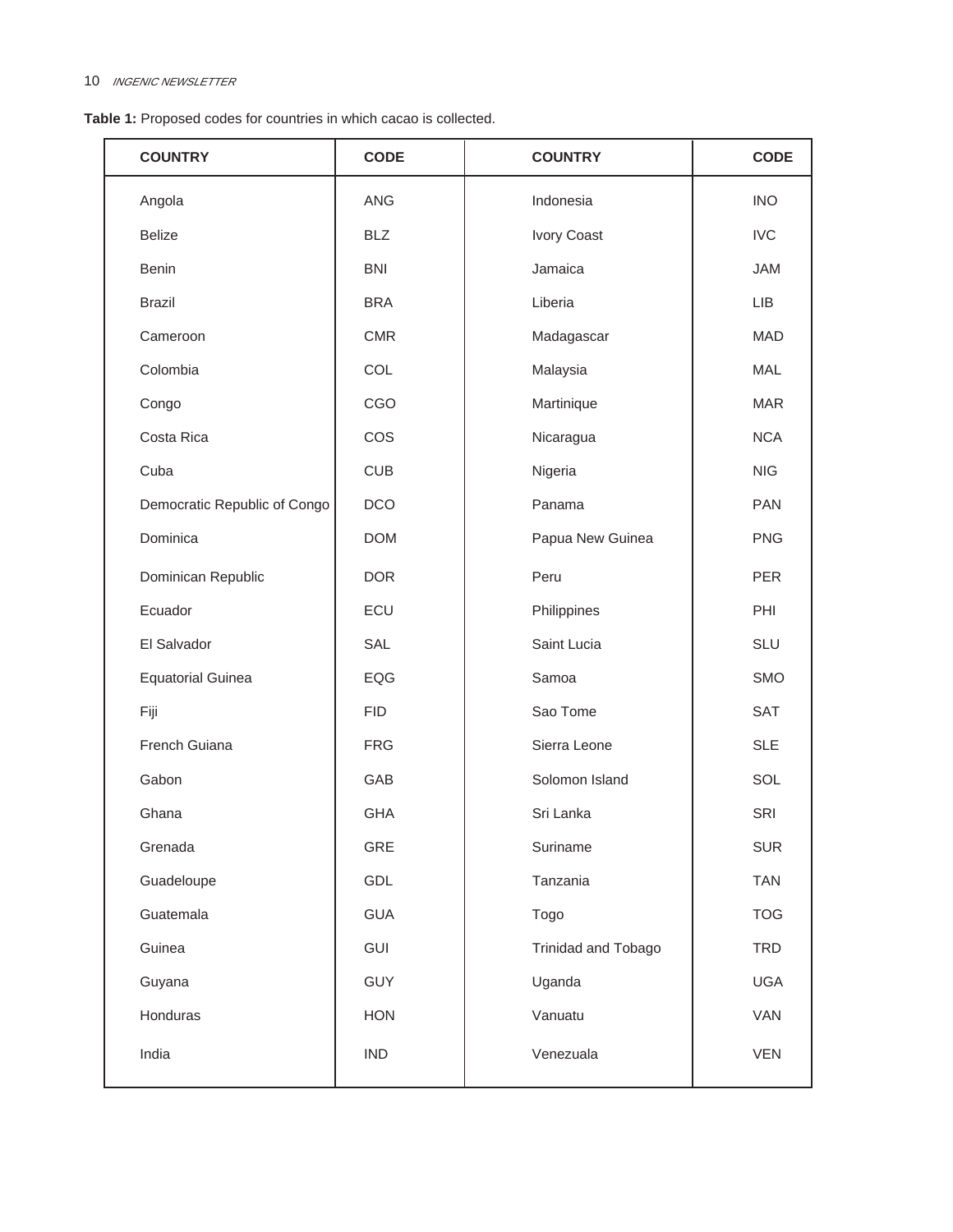**Table 1:** Proposed codes for countries in which cacao is collected.

| COUNTRY | CODE | COUNTRY | CODE |
|---|---|---|---|
| Angola | ANG | Indonesia | INO |
| Belize | BLZ | Ivory Coast | IVC |
| Benin | BNI | Jamaica | JAM |
| Brazil | BRA | Liberia | LIB |
| Cameroon | CMR | Madagascar | MAD |
| Colombia | COL | Malaysia | MAL |
| Congo | CGO | Martinique | MAR |
| Costa Rica | COS | Nicaragua | NCA |
| Cuba | CUB | Nigeria | NIG |
| Democratic Republic of Congo | DCO | Panama | PAN |
| Dominica | DOM | Papua New Guinea | PNG |
| Dominican Republic | DOR | Peru | PER |
| Ecuador | ECU | Philippines | PHI |
| El Salvador | SAL | Saint Lucia | SLU |
| Equatorial Guinea | EQG | Samoa | SMO |
| Fiji | FID | Sao Tome | SAT |
| French Guiana | FRG | Sierra Leone | SLE |
| Gabon | GAB | Solomon Island | SOL |
| Ghana | GHA | Sri Lanka | SRI |
| Grenada | GRE | Suriname | SUR |
| Guadeloupe | GDL | Tanzania | TAN |
| Guatemala | GUA | Togo | TOG |
| Guinea | GUI | Trinidad and Tobago | TRD |
| Guyana | GUY | Uganda | UGA |
| Honduras | HON | Vanuatu | VAN |
| India | IND | Venezuala | VEN |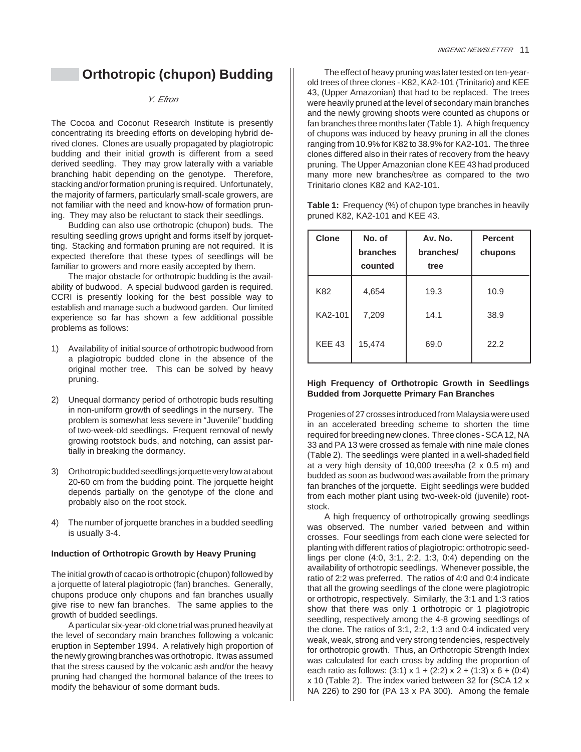# Orthotropic (chupon) Budding

*Y. Efron*

The Cocoa and Coconut Research Institute is presently concentrating its breeding efforts on developing hybrid derived clones. Clones are usually propagated by plagiotropic budding and their initial growth is different from a seed derived seedling. They may grow laterally with a variable branching habit depending on the genotype. Therefore, stacking and/or formation pruning is required. Unfortunately, the majority of farmers, particularly small-scale growers, are not familiar with the need and know-how of formation pruning. They may also be reluctant to stack their seedlings.

Budding can also use orthotropic (chupon) buds. The resulting seedling grows upright and forms itself by jorquetting. Stacking and formation pruning are not required. It is expected therefore that these types of seedlings will be familiar to growers and more easily accepted by them.

The major obstacle for orthotropic budding is the availability of budwood. A special budwood garden is required. CCRI is presently looking for the best possible way to establish and manage such a budwood garden. Our limited experience so far has shown a few additional possible problems as follows:

1) Availability of initial source of orthotropic budwood from a plagiotropic budded clone in the absence of the original mother tree. This can be solved by heavy pruning.

2) Unequal dormancy period of orthotropic buds resulting in non-uniform growth of seedlings in the nursery. The problem is somewhat less severe in "Juvenile" budding of two-week-old seedlings. Frequent removal of newly growing rootstock buds, and notching, can assist partially in breaking the dormancy.

3) Orthotropic budded seedlings jorquette very low at about 20-60 cm from the budding point. The jorquette height depends partially on the genotype of the clone and probably also on the root stock.

4) The number of jorquette branches in a budded seedling is usually 3-4.

### Induction of Orthotropic Growth by Heavy Pruning

The initial growth of cacao is orthotropic (chupon) followed by a jorquette of lateral plagiotropic (fan) branches. Generally, chupons produce only chupons and fan branches usually give rise to new fan branches. The same applies to the growth of budded seedlings.

A particular six-year-old clone trial was pruned heavily at the level of secondary main branches following a volcanic eruption in September 1994. A relatively high proportion of the newly growing branches was orthotropic. It was assumed that the stress caused by the volcanic ash and/or the heavy pruning had changed the hormonal balance of the trees to modify the behaviour of some dormant buds.

The effect of heavy pruning was later tested on ten-year-old trees of three clones - K82, KA2-101 (Trinitario) and KEE 43, (Upper Amazonian) that had to be replaced. The trees were heavily pruned at the level of secondary main branches and the newly growing shoots were counted as chupons or fan branches three months later (Table 1). A high frequency of chupons was induced by heavy pruning in all the clones ranging from 10.9% for K82 to 38.9% for KA2-101. The three clones differed also in their rates of recovery from the heavy pruning. The Upper Amazonian clone KEE 43 had produced many more new branches/tree as compared to the two Trinitario clones K82 and KA2-101.

**Table 1:** Frequency (%) of chupon type branches in heavily pruned K82, KA2-101 and KEE 43.

| Clone | No. of branches counted | Av. No. branches/ tree | Percent chupons |
|---|---|---|---|
| K82 | 4,654 | 19.3 | 10.9 |
| KA2-101 | 7,209 | 14.1 | 38.9 |
| KEE 43 | 15,474 | 69.0 | 22.2 |

### High Frequency of Orthotropic Growth in Seedlings Budded from Jorquette Primary Fan Branches

Progenies of 27 crosses introduced from Malaysia were used in an accelerated breeding scheme to shorten the time required for breeding new clones. Three clones - SCA 12, NA 33 and PA 13 were crossed as female with nine male clones (Table 2). The seedlings were planted in a well-shaded field at a very high density of 10,000 trees/ha (2 x 0.5 m) and budded as soon as budwood was available from the primary fan branches of the jorquette. Eight seedlings were budded from each mother plant using two-week-old (juvenile) rootstock.

A high frequency of orthotropically growing seedlings was observed. The number varied between and within crosses. Four seedlings from each clone were selected for planting with different ratios of plagiotropic: orthotropic seedlings per clone (4:0, 3:1, 2:2, 1:3, 0:4) depending on the availability of orthotropic seedlings. Whenever possible, the ratio of 2:2 was preferred. The ratios of 4:0 and 0:4 indicate that all the growing seedlings of the clone were plagiotropic or orthotropic, respectively. Similarly, the 3:1 and 1:3 ratios show that there was only 1 orthotropic or 1 plagiotropic seedling, respectively among the 4-8 growing seedlings of the clone. The ratios of 3:1, 2:2, 1:3 and 0:4 indicated very weak, weak, strong and very strong tendencies, respectively for orthotropic growth. Thus, an Orthotropic Strength Index was calculated for each cross by adding the proportion of each ratio as follows: (3:1) x 1 + (2:2) x 2 + (1:3) x 6 + (0:4) x 10 (Table 2). The index varied between 32 for (SCA 12 x NA 226) to 290 for (PA 13 x PA 300). Among the female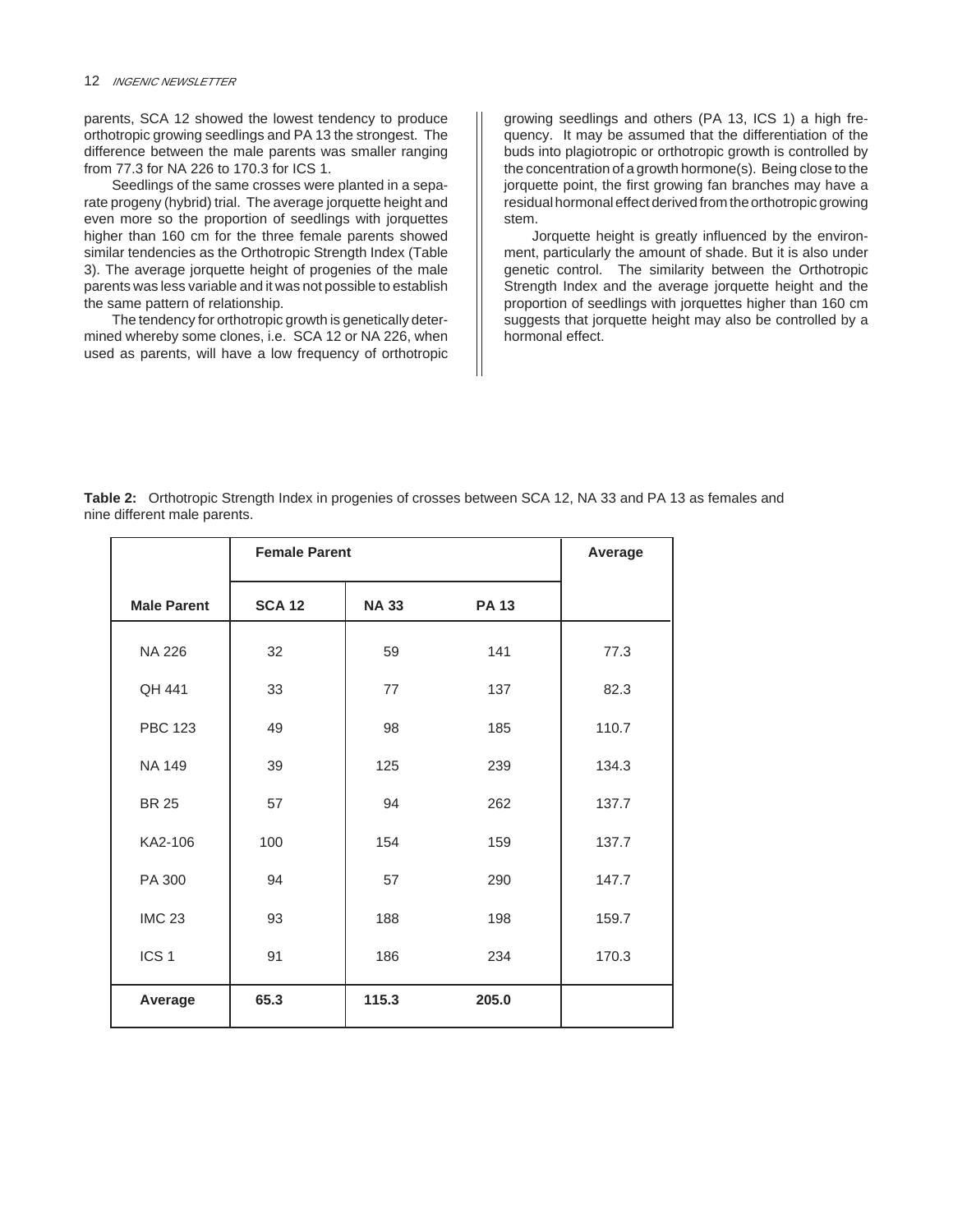parents, SCA 12 showed the lowest tendency to produce orthotropic growing seedlings and PA 13 the strongest. The difference between the male parents was smaller ranging from 77.3 for NA 226 to 170.3 for ICS 1.

Seedlings of the same crosses were planted in a separate progeny (hybrid) trial. The average jorquette height and even more so the proportion of seedlings with jorquettes higher than 160 cm for the three female parents showed similar tendencies as the Orthotropic Strength Index (Table 3). The average jorquette height of progenies of the male parents was less variable and it was not possible to establish the same pattern of relationship.

The tendency for orthotropic growth is genetically determined whereby some clones, i.e. SCA 12 or NA 226, when used as parents, will have a low frequency of orthotropic growing seedlings and others (PA 13, ICS 1) a high frequency. It may be assumed that the differentiation of the buds into plagiotropic or orthotropic growth is controlled by the concentration of a growth hormone(s). Being close to the jorquette point, the first growing fan branches may have a residual hormonal effect derived from the orthotropic growing stem.

Jorquette height is greatly influenced by the environment, particularly the amount of shade. But it is also under genetic control. The similarity between the Orthotropic Strength Index and the average jorquette height and the proportion of seedlings with jorquettes higher than 160 cm suggests that jorquette height may also be controlled by a hormonal effect.

**Table 2:** Orthotropic Strength Index in progenies of crosses between SCA 12, NA 33 and PA 13 as females and nine different male parents.

| | **Female Parent** | | | **Average** |
|---|---|---|---|---|
| **Male Parent** | **SCA 12** | **NA 33** | **PA 13** | |
| NA 226 | 32 | 59 | 141 | 77.3 |
| QH 441 | 33 | 77 | 137 | 82.3 |
| PBC 123 | 49 | 98 | 185 | 110.7 |
| NA 149 | 39 | 125 | 239 | 134.3 |
| BR 25 | 57 | 94 | 262 | 137.7 |
| KA2-106 | 100 | 154 | 159 | 137.7 |
| PA 300 | 94 | 57 | 290 | 147.7 |
| IMC 23 | 93 | 188 | 198 | 159.7 |
| ICS 1 | 91 | 186 | 234 | 170.3 |
| **Average** | **65.3** | **115.3** | **205.0** | |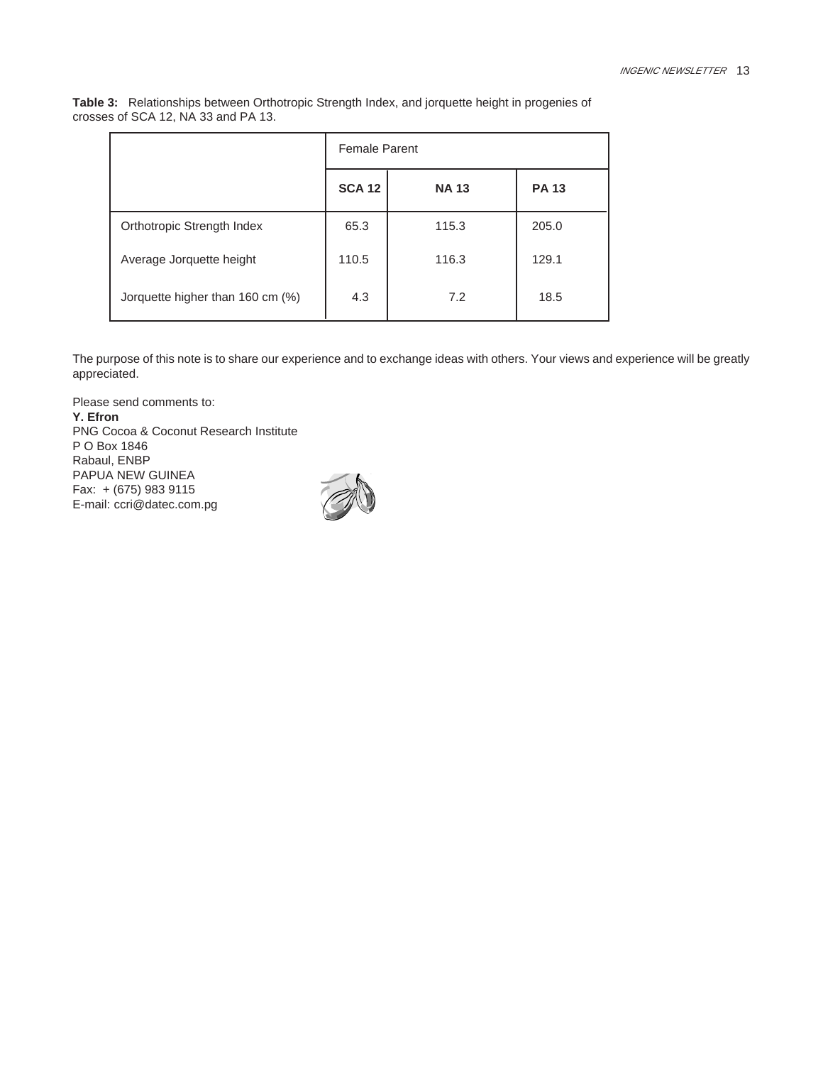**Table 3:** Relationships between Orthotropic Strength Index, and jorquette height in progenies of crosses of SCA 12, NA 33 and PA 13.

| | Female Parent | | |
|---|---|---|---|
| | **SCA 12** | **NA 13** | **PA 13** |
| Orthotropic Strength Index | 65.3 | 115.3 | 205.0 |
| Average Jorquette height | 110.5 | 116.3 | 129.1 |
| Jorquette higher than 160 cm (%) | 4.3 | 7.2 | 18.5 |

The purpose of this note is to share our experience and to exchange ideas with others. Your views and experience will be greatly appreciated.

Please send comments to:
**Y. Efron**
PNG Cocoa & Coconut Research Institute
P O Box 1846
Rabaul, ENBP
PAPUA NEW GUINEA
Fax: + (675) 983 9115
E-mail: ccri@datec.com.pg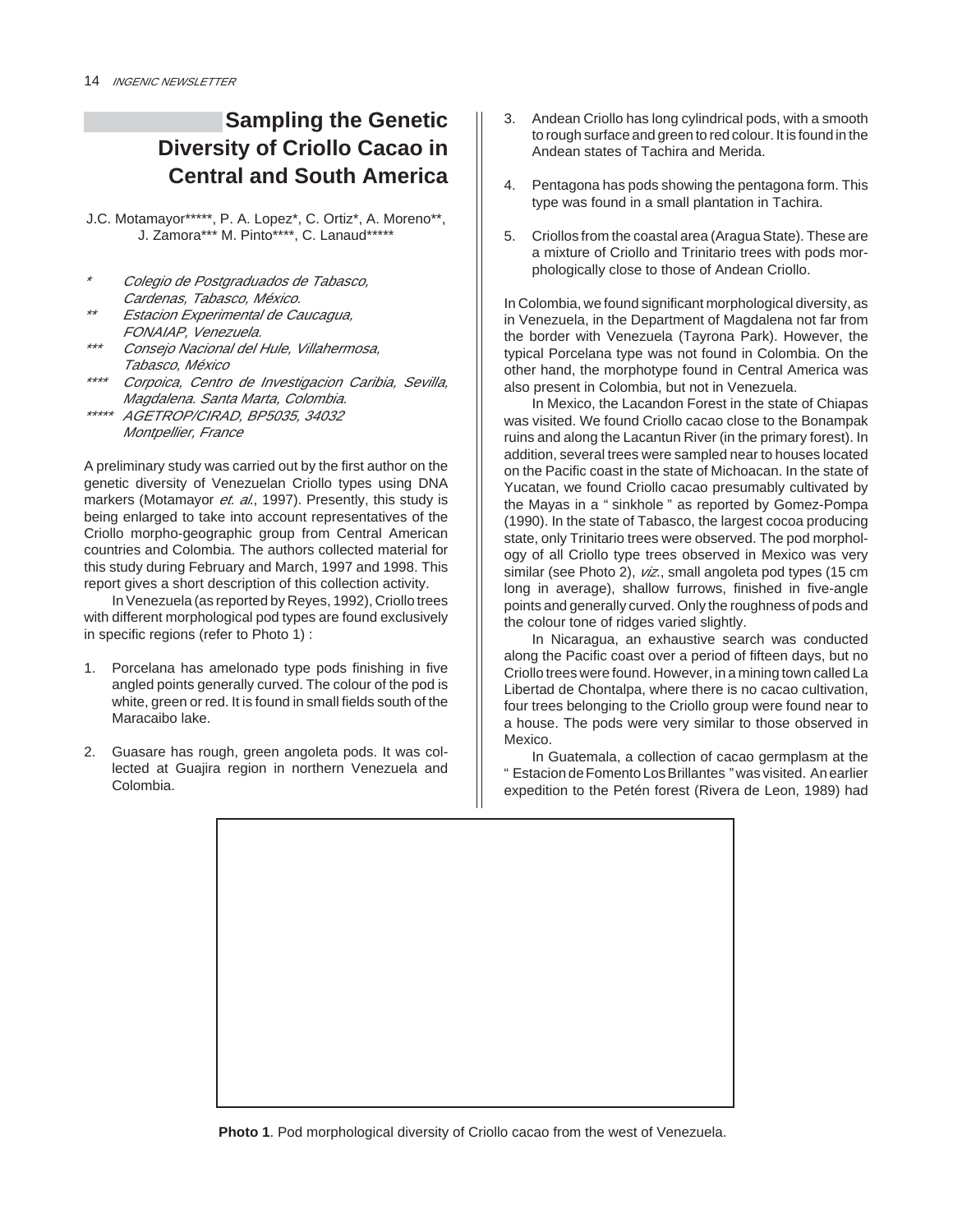# Sampling the Genetic Diversity of Criollo Cacao in Central and South America

J.C. Motamayor*****, P. A. Lopez*, C. Ortiz*, A. Moreno**, J. Zamora*** M. Pinto****, C. Lanaud*****

\* *Colegio de Postgraduados de Tabasco, Cardenas, Tabasco, México.*

\*\* *Estacion Experimental de Caucagua, FONAIAP, Venezuela.*

\*\*\* *Consejo Nacional del Hule, Villahermosa, Tabasco, México*

\*\*\*\* *Corpoica, Centro de Investigacion Caribia, Sevilla, Magdalena. Santa Marta, Colombia.*

\*\*\*\*\* *AGETROP/CIRAD, BP5035, 34032 Montpellier, France*

A preliminary study was carried out by the first author on the genetic diversity of Venezuelan Criollo types using DNA markers (Motamayor *et. al.*, 1997). Presently, this study is being enlarged to take into account representatives of the Criollo morpho-geographic group from Central American countries and Colombia. The authors collected material for this study during February and March, 1997 and 1998. This report gives a short description of this collection activity.

In Venezuela (as reported by Reyes, 1992), Criollo trees with different morphological pod types are found exclusively in specific regions (refer to Photo 1) :

1. Porcelana has amelonado type pods finishing in five angled points generally curved. The colour of the pod is white, green or red. It is found in small fields south of the Maracaibo lake.
2. Guasare has rough, green angoleta pods. It was collected at Guajira region in northern Venezuela and Colombia.
3. Andean Criollo has long cylindrical pods, with a smooth to rough surface and green to red colour. It is found in the Andean states of Tachira and Merida.
4. Pentagona has pods showing the pentagona form. This type was found in a small plantation in Tachira.
5. Criollos from the coastal area (Aragua State). These are a mixture of Criollo and Trinitario trees with pods morphologically close to those of Andean Criollo.

In Colombia, we found significant morphological diversity, as in Venezuela, in the Department of Magdalena not far from the border with Venezuela (Tayrona Park). However, the typical Porcelana type was not found in Colombia. On the other hand, the morphotype found in Central America was also present in Colombia, but not in Venezuela.

In Mexico, the Lacandon Forest in the state of Chiapas was visited. We found Criollo cacao close to the Bonampak ruins and along the Lacantun River (in the primary forest). In addition, several trees were sampled near to houses located on the Pacific coast in the state of Michoacan. In the state of Yucatan, we found Criollo cacao presumably cultivated by the Mayas in a " sinkhole " as reported by Gomez-Pompa (1990). In the state of Tabasco, the largest cocoa producing state, only Trinitario trees were observed. The pod morphology of all Criollo type trees observed in Mexico was very similar (see Photo 2), *viz.*, small angoleta pod types (15 cm long in average), shallow furrows, finished in five-angle points and generally curved. Only the roughness of pods and the colour tone of ridges varied slightly.

In Nicaragua, an exhaustive search was conducted along the Pacific coast over a period of fifteen days, but no Criollo trees were found. However, in a mining town called La Libertad de Chontalpa, where there is no cacao cultivation, four trees belonging to the Criollo group were found near to a house. The pods were very similar to those observed in Mexico.

In Guatemala, a collection of cacao germplasm at the " Estacion de Fomento Los Brillantes " was visited. An earlier expedition to the Petén forest (Rivera de Leon, 1989) had

**Photo 1**. Pod morphological diversity of Criollo cacao from the west of Venezuela.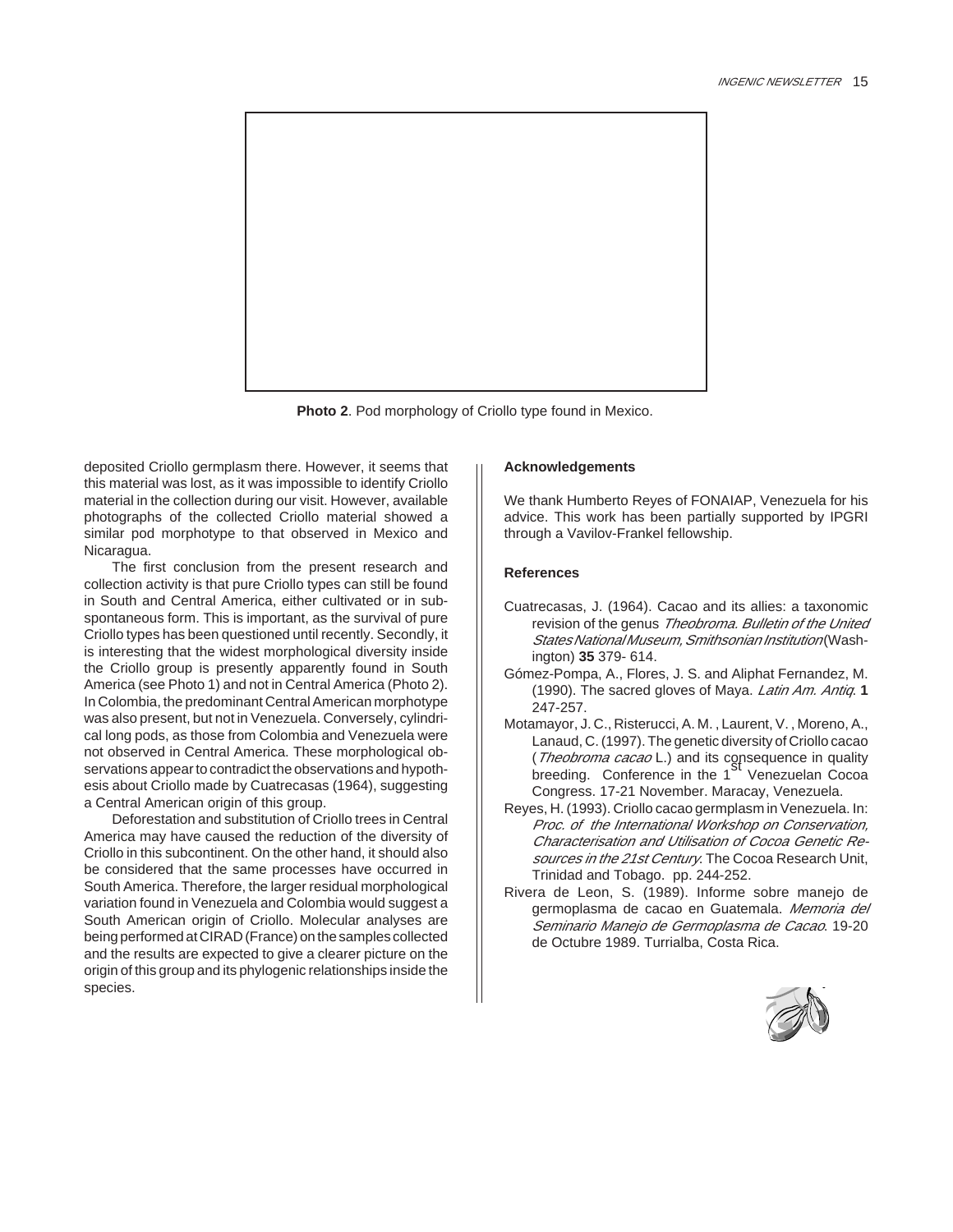**Photo 2**. Pod morphology of Criollo type found in Mexico.

deposited Criollo germplasm there. However, it seems that this material was lost, as it was impossible to identify Criollo material in the collection during our visit. However, available photographs of the collected Criollo material showed a similar pod morphotype to that observed in Mexico and Nicaragua.

The first conclusion from the present research and collection activity is that pure Criollo types can still be found in South and Central America, either cultivated or in sub-spontaneous form. This is important, as the survival of pure Criollo types has been questioned until recently. Secondly, it is interesting that the widest morphological diversity inside the Criollo group is presently apparently found in South America (see Photo 1) and not in Central America (Photo 2). In Colombia, the predominant Central American morphotype was also present, but not in Venezuela. Conversely, cylindrical long pods, as those from Colombia and Venezuela were not observed in Central America. These morphological observations appear to contradict the observations and hypothesis about Criollo made by Cuatrecasas (1964), suggesting a Central American origin of this group.

Deforestation and substitution of Criollo trees in Central America may have caused the reduction of the diversity of Criollo in this subcontinent. On the other hand, it should also be considered that the same processes have occurred in South America. Therefore, the larger residual morphological variation found in Venezuela and Colombia would suggest a South American origin of Criollo. Molecular analyses are being performed at CIRAD (France) on the samples collected and the results are expected to give a clearer picture on the origin of this group and its phylogenic relationships inside the species.

### Acknowledgements

We thank Humberto Reyes of FONAIAP, Venezuela for his advice. This work has been partially supported by IPGRI through a Vavilov-Frankel fellowship.

### References

Cuatrecasas, J. (1964). Cacao and its allies: a taxonomic revision of the genus *Theobroma*. *Bulletin of the United States National Museum, Smithsonian Institution* (Washington) **35** 379- 614.

Gómez-Pompa, A., Flores, J. S. and Aliphat Fernandez, M. (1990). The sacred gloves of Maya. *Latin Am. Antiq*. **1** 247-257.

Motamayor, J. C., Risterucci, A. M. , Laurent, V. , Moreno, A., Lanaud, C. (1997). The genetic diversity of Criollo cacao (*Theobroma cacao* L.) and its consequence in quality breeding. Conference in the 1st Venezuelan Cocoa Congress. 17-21 November. Maracay, Venezuela.

Reyes, H. (1993). Criollo cacao germplasm in Venezuela. In: *Proc. of the International Workshop on Conservation, Characterisation and Utilisation of Cocoa Genetic Resources in the 21st Century*. The Cocoa Research Unit, Trinidad and Tobago. pp. 244-252.

Rivera de Leon, S. (1989). Informe sobre manejo de germoplasma de cacao en Guatemala. *Memoria del Seminario Manejo de Germoplasma de Cacao*. 19-20 de Octubre 1989. Turrialba, Costa Rica.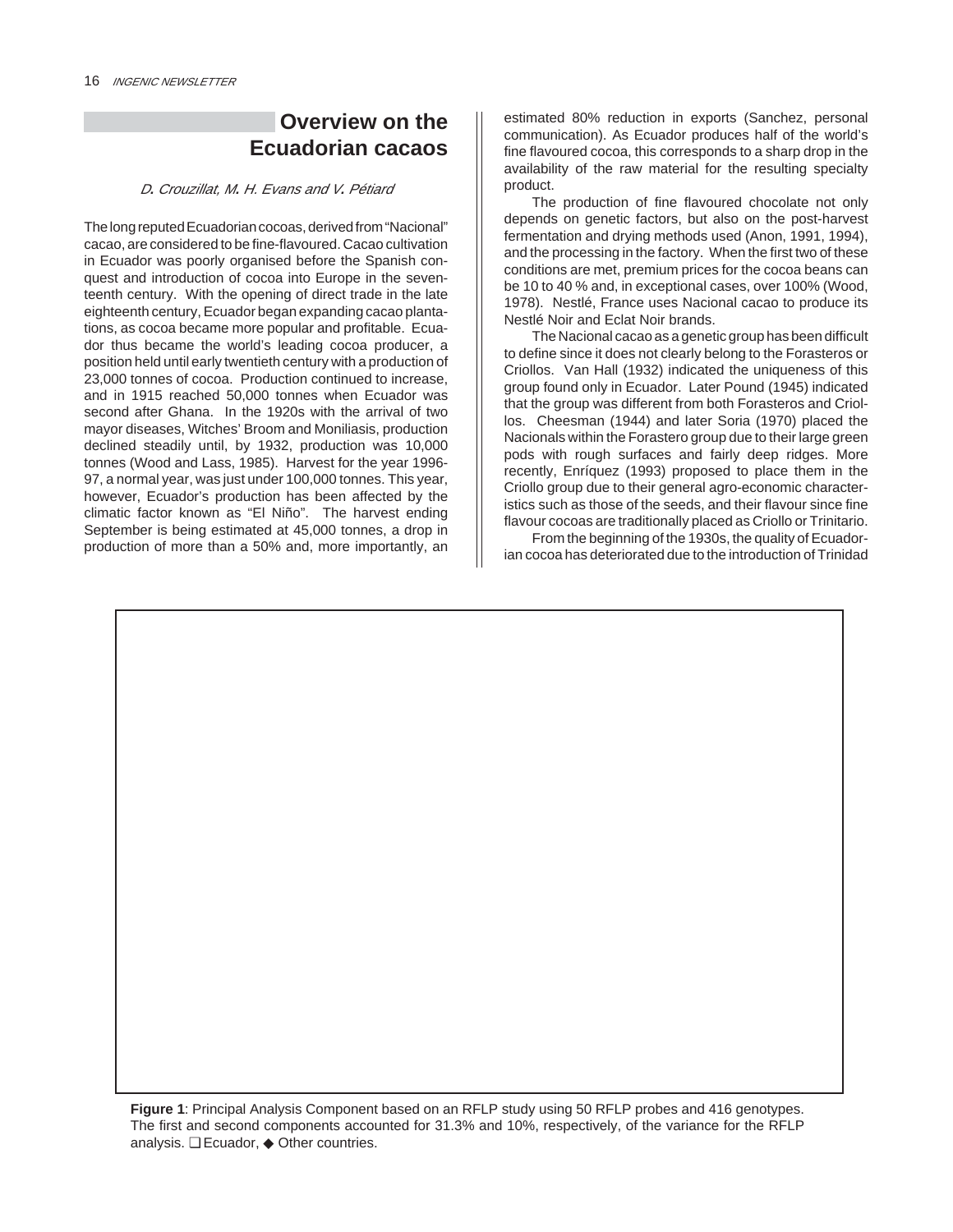# Overview on the Ecuadorian cacaos

*D. Crouzillat, M. H. Evans and V. Pétiard*

The long reputed Ecuadorian cocoas, derived from "Nacional" cacao, are considered to be fine-flavoured. Cacao cultivation in Ecuador was poorly organised before the Spanish conquest and introduction of cocoa into Europe in the seventeenth century. With the opening of direct trade in the late eighteenth century, Ecuador began expanding cacao plantations, as cocoa became more popular and profitable. Ecuador thus became the world's leading cocoa producer, a position held until early twentieth century with a production of 23,000 tonnes of cocoa. Production continued to increase, and in 1915 reached 50,000 tonnes when Ecuador was second after Ghana. In the 1920s with the arrival of two mayor diseases, Witches' Broom and Moniliasis, production declined steadily until, by 1932, production was 10,000 tonnes (Wood and Lass, 1985). Harvest for the year 1996-97, a normal year, was just under 100,000 tonnes. This year, however, Ecuador's production has been affected by the climatic factor known as "El Niño". The harvest ending September is being estimated at 45,000 tonnes, a drop in production of more than a 50% and, more importantly, an estimated 80% reduction in exports (Sanchez, personal communication). As Ecuador produces half of the world's fine flavoured cocoa, this corresponds to a sharp drop in the availability of the raw material for the resulting specialty product.

The production of fine flavoured chocolate not only depends on genetic factors, but also on the post-harvest fermentation and drying methods used (Anon, 1991, 1994), and the processing in the factory. When the first two of these conditions are met, premium prices for the cocoa beans can be 10 to 40 % and, in exceptional cases, over 100% (Wood, 1978). Nestlé, France uses Nacional cacao to produce its Nestlé Noir and Eclat Noir brands.

The Nacional cacao as a genetic group has been difficult to define since it does not clearly belong to the Forasteros or Criollos. Van Hall (1932) indicated the uniqueness of this group found only in Ecuador. Later Pound (1945) indicated that the group was different from both Forasteros and Criollos. Cheesman (1944) and later Soria (1970) placed the Nacionals within the Forastero group due to their large green pods with rough surfaces and fairly deep ridges. More recently, Enríquez (1993) proposed to place them in the Criollo group due to their general agro-economic characteristics such as those of the seeds, and their flavour since fine flavour cocoas are traditionally placed as Criollo or Trinitario.

From the beginning of the 1930s, the quality of Ecuadorian cocoa has deteriorated due to the introduction of Trinidad

**Figure 1**: Principal Analysis Component based on an RFLP study using 50 RFLP probes and 416 genotypes. The first and second components accounted for 31.3% and 10%, respectively, of the variance for the RFLP analysis. ❑ Ecuador, ◆ Other countries.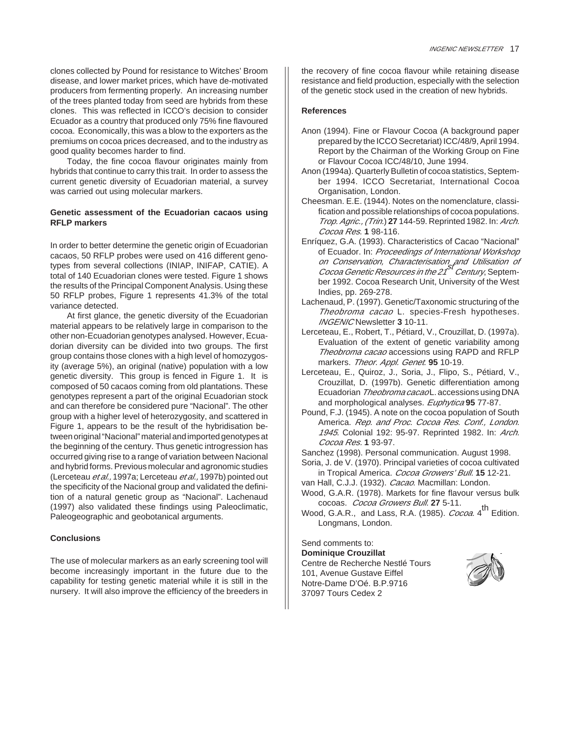clones collected by Pound for resistance to Witches' Broom disease, and lower market prices, which have de-motivated producers from fermenting properly. An increasing number of the trees planted today from seed are hybrids from these clones. This was reflected in ICCO's decision to consider Ecuador as a country that produced only 75% fine flavoured cocoa. Economically, this was a blow to the exporters as the premiums on cocoa prices decreased, and to the industry as good quality becomes harder to find.

Today, the fine cocoa flavour originates mainly from hybrids that continue to carry this trait. In order to assess the current genetic diversity of Ecuadorian material, a survey was carried out using molecular markers.

### Genetic assessment of the Ecuadorian cacaos using RFLP markers

In order to better determine the genetic origin of Ecuadorian cacaos, 50 RFLP probes were used on 416 different genotypes from several collections (INIAP, INIFAP, CATIE). A total of 140 Ecuadorian clones were tested. Figure 1 shows the results of the Principal Component Analysis. Using these 50 RFLP probes, Figure 1 represents 41.3% of the total variance detected.

At first glance, the genetic diversity of the Ecuadorian material appears to be relatively large in comparison to the other non-Ecuadorian genotypes analysed. However, Ecuadorian diversity can be divided into two groups. The first group contains those clones with a high level of homozygosity (average 5%), an original (native) population with a low genetic diversity. This group is fenced in Figure 1. It is composed of 50 cacaos coming from old plantations. These genotypes represent a part of the original Ecuadorian stock and can therefore be considered pure "Nacional". The other group with a higher level of heterozygosity, and scattered in Figure 1, appears to be the result of the hybridisation between original "Nacional" material and imported genotypes at the beginning of the century. Thus genetic introgression has occurred giving rise to a range of variation between Nacional and hybrid forms. Previous molecular and agronomic studies (Lerceteau *et al.*, 1997a; Lerceteau *et al.*, 1997b) pointed out the specificity of the Nacional group and validated the definition of a natural genetic group as "Nacional". Lachenaud (1997) also validated these findings using Paleoclimatic, Paleogeographic and geobotanical arguments.

### Conclusions

The use of molecular markers as an early screening tool will become increasingly important in the future due to the capability for testing genetic material while it is still in the nursery. It will also improve the efficiency of the breeders in the recovery of fine cocoa flavour while retaining disease resistance and field production, especially with the selection of the genetic stock used in the creation of new hybrids.

### References

Anon (1994). Fine or Flavour Cocoa (A background paper prepared by the ICCO Secretariat) ICC/48/9, April 1994. Report by the Chairman of the Working Group on Fine or Flavour Cocoa ICC/48/10, June 1994.

Anon (1994a). Quarterly Bulletin of cocoa statistics, September 1994. ICCO Secretariat, International Cocoa Organisation, London.

Cheesman. E.E. (1944). Notes on the nomenclature, classification and possible relationships of cocoa populations. *Trop. Agric., (Trin.*) **27** 144-59. Reprinted 1982. In: *Arch. Cocoa Res.* **1** 98-116.

Enríquez, G.A. (1993). Characteristics of Cacao "Nacional" of Ecuador. In: *Proceedings of International Workshop on Conservation, Characterisation and Utilisation of Cocoa Genetic Resources in the 21st Century*, September 1992. Cocoa Research Unit, University of the West Indies, pp. 269-278.

Lachenaud, P. (1997). Genetic/Taxonomic structuring of the *Theobroma cacao* L. species-Fresh hypotheses. *INGENIC* Newsletter **3** 10-11.

Lerceteau, E., Robert, T., Pétiard, V., Crouzillat, D. (1997a). Evaluation of the extent of genetic variability among *Theobroma cacao* accessions using RAPD and RFLP markers. *Theor. Appl. Genet.* **95** 10-19.

Lerceteau, E., Quiroz, J., Soria, J., Flipo, S., Pétiard, V., Crouzillat, D. (1997b). Genetic differentiation among Ecuadorian *Theobroma cacao* L. accessions using DNA and morphological analyses. *Euphytica* **95** 77-87.

Pound, F.J. (1945). A note on the cocoa population of South America. *Rep. and Proc. Cocoa Res. Conf., London. 1945*. Colonial 192: 95-97. Reprinted 1982. In: *Arch. Cocoa Res.* **1** 93-97.

Sanchez (1998). Personal communication. August 1998.

Soria, J. de V. (1970). Principal varieties of cocoa cultivated in Tropical America. *Cocoa Growers' Bull.* **15** 12-21.

van Hall, C.J.J. (1932). *Cacao*. Macmillan: London.

Wood, G.A.R. (1978). Markets for fine flavour versus bulk cocoas. *Cocoa Growers Bull.* **27** 5-11.

Wood, G.A.R., and Lass, R.A. (1985). *Cocoa*. 4th Edition. Longmans, London.

Send comments to:
**Dominique Crouzillat**
Centre de Recherche Nestlé Tours
101, Avenue Gustave Eiffel
Notre-Dame D'Oé. B.P.9716
37097 Tours Cedex 2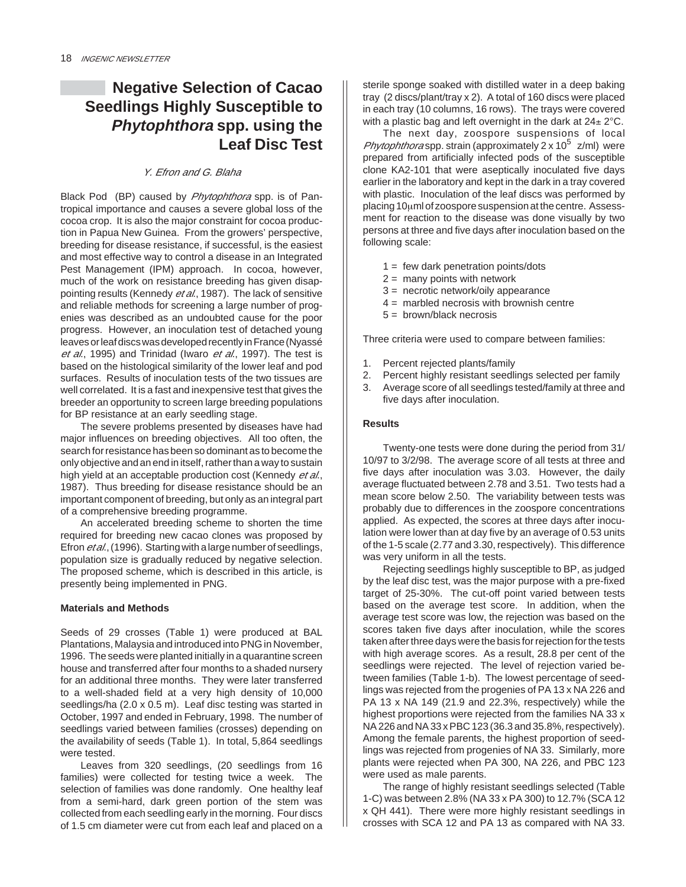# Negative Selection of Cacao Seedlings Highly Susceptible to *Phytophthora* spp. using the Leaf Disc Test

*Y. Efron and G. Blaha*

Black Pod (BP) caused by *Phytophthora* spp. is of Pan-tropical importance and causes a severe global loss of the cocoa crop. It is also the major constraint for cocoa production in Papua New Guinea. From the growers' perspective, breeding for disease resistance, if successful, is the easiest and most effective way to control a disease in an Integrated Pest Management (IPM) approach. In cocoa, however, much of the work on resistance breeding has given disappointing results (Kennedy *et al.*, 1987). The lack of sensitive and reliable methods for screening a large number of progenies was described as an undoubted cause for the poor progress. However, an inoculation test of detached young leaves or leaf discs was developed recently in France (Nyassé *et al.*, 1995) and Trinidad (Iwaro *et al.*, 1997). The test is based on the histological similarity of the lower leaf and pod surfaces. Results of inoculation tests of the two tissues are well correlated. It is a fast and inexpensive test that gives the breeder an opportunity to screen large breeding populations for BP resistance at an early seedling stage.

The severe problems presented by diseases have had major influences on breeding objectives. All too often, the search for resistance has been so dominant as to become the only objective and an end in itself, rather than a way to sustain high yield at an acceptable production cost (Kennedy *et al.*, 1987). Thus breeding for disease resistance should be an important component of breeding, but only as an integral part of a comprehensive breeding programme.

An accelerated breeding scheme to shorten the time required for breeding new cacao clones was proposed by Efron *et al.*, (1996). Starting with a large number of seedlings, population size is gradually reduced by negative selection. The proposed scheme, which is described in this article, is presently being implemented in PNG.

**Materials and Methods**

Seeds of 29 crosses (Table 1) were produced at BAL Plantations, Malaysia and introduced into PNG in November, 1996. The seeds were planted initially in a quarantine screen house and transferred after four months to a shaded nursery for an additional three months. They were later transferred to a well-shaded field at a very high density of 10,000 seedlings/ha (2.0 x 0.5 m). Leaf disc testing was started in October, 1997 and ended in February, 1998. The number of seedlings varied between families (crosses) depending on the availability of seeds (Table 1). In total, 5,864 seedlings were tested.

Leaves from 320 seedlings, (20 seedlings from 16 families) were collected for testing twice a week. The selection of families was done randomly. One healthy leaf from a semi-hard, dark green portion of the stem was collected from each seedling early in the morning. Four discs of 1.5 cm diameter were cut from each leaf and placed on a sterile sponge soaked with distilled water in a deep baking tray (2 discs/plant/tray x 2). A total of 160 discs were placed in each tray (10 columns, 16 rows). The trays were covered with a plastic bag and left overnight in the dark at 24± 2°C.

The next day, zoospore suspensions of local *Phytophthora* spp. strain (approximately $2 \times 10^5$ z/ml) were prepared from artificially infected pods of the susceptible clone KA2-101 that were aseptically inoculated five days earlier in the laboratory and kept in the dark in a tray covered with plastic. Inoculation of the leaf discs was performed by placing 10μml of zoospore suspension at the centre. Assessment for reaction to the disease was done visually by two persons at three and five days after inoculation based on the following scale:

- 1 = few dark penetration points/dots
- 2 = many points with network
- 3 = necrotic network/oily appearance
- 4 = marbled necrosis with brownish centre
- 5 = brown/black necrosis

Three criteria were used to compare between families:

1. Percent rejected plants/family
2. Percent highly resistant seedlings selected per family
3. Average score of all seedlings tested/family at three and five days after inoculation.

**Results**

Twenty-one tests were done during the period from 31/10/97 to 3/2/98. The average score of all tests at three and five days after inoculation was 3.03. However, the daily average fluctuated between 2.78 and 3.51. Two tests had a mean score below 2.50. The variability between tests was probably due to differences in the zoospore concentrations applied. As expected, the scores at three days after inoculation were lower than at day five by an average of 0.53 units of the 1-5 scale (2.77 and 3.30, respectively). This difference was very uniform in all the tests.

Rejecting seedlings highly susceptible to BP, as judged by the leaf disc test, was the major purpose with a pre-fixed target of 25-30%. The cut-off point varied between tests based on the average test score. In addition, when the average test score was low, the rejection was based on the scores taken five days after inoculation, while the scores taken after three days were the basis for rejection for the tests with high average scores. As a result, 28.8 per cent of the seedlings were rejected. The level of rejection varied between families (Table 1-b). The lowest percentage of seedlings was rejected from the progenies of PA 13 x NA 226 and PA 13 x NA 149 (21.9 and 22.3%, respectively) while the highest proportions were rejected from the families NA 33 x NA 226 and NA 33 x PBC 123 (36.3 and 35.8%, respectively). Among the female parents, the highest proportion of seedlings was rejected from progenies of NA 33. Similarly, more plants were rejected when PA 300, NA 226, and PBC 123 were used as male parents.

The range of highly resistant seedlings selected (Table 1-C) was between 2.8% (NA 33 x PA 300) to 12.7% (SCA 12 x QH 441). There were more highly resistant seedlings in crosses with SCA 12 and PA 13 as compared with NA 33.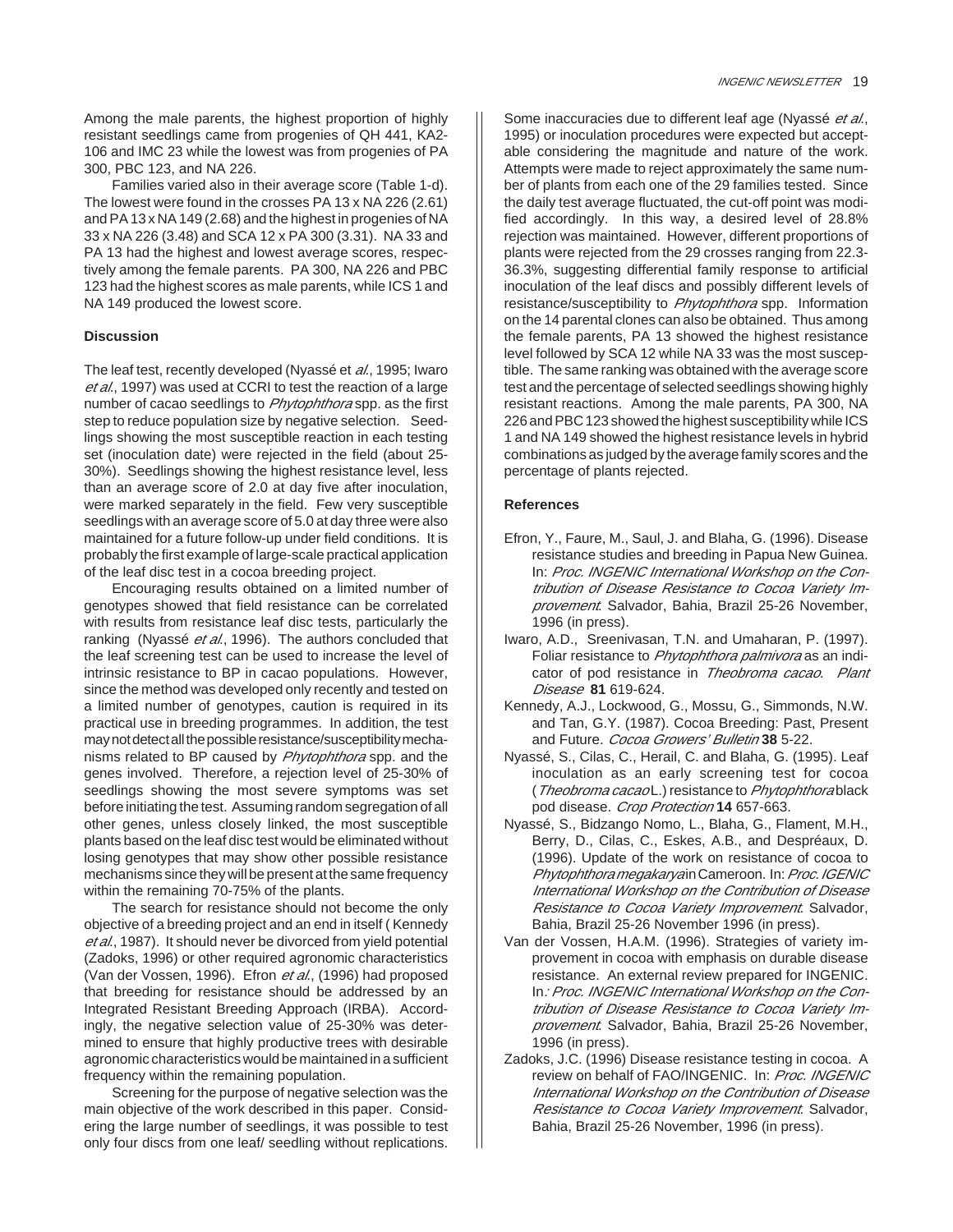Among the male parents, the highest proportion of highly resistant seedlings came from progenies of QH 441, KA2-106 and IMC 23 while the lowest was from progenies of PA 300, PBC 123, and NA 226.

Families varied also in their average score (Table 1-d). The lowest were found in the crosses PA 13 x NA 226 (2.61) and PA 13 x NA 149 (2.68) and the highest in progenies of NA 33 x NA 226 (3.48) and SCA 12 x PA 300 (3.31). NA 33 and PA 13 had the highest and lowest average scores, respectively among the female parents. PA 300, NA 226 and PBC 123 had the highest scores as male parents, while ICS 1 and NA 149 produced the lowest score.

### Discussion

The leaf test, recently developed (Nyassé et *al.*, 1995; Iwaro *et al.*, 1997) was used at CCRI to test the reaction of a large number of cacao seedlings to *Phytophthora* spp. as the first step to reduce population size by negative selection. Seedlings showing the most susceptible reaction in each testing set (inoculation date) were rejected in the field (about 25-30%). Seedlings showing the highest resistance level, less than an average score of 2.0 at day five after inoculation, were marked separately in the field. Few very susceptible seedlings with an average score of 5.0 at day three were also maintained for a future follow-up under field conditions. It is probably the first example of large-scale practical application of the leaf disc test in a cocoa breeding project.

Encouraging results obtained on a limited number of genotypes showed that field resistance can be correlated with results from resistance leaf disc tests, particularly the ranking (Nyassé *et al.*, 1996). The authors concluded that the leaf screening test can be used to increase the level of intrinsic resistance to BP in cacao populations. However, since the method was developed only recently and tested on a limited number of genotypes, caution is required in its practical use in breeding programmes. In addition, the test may not detect all the possible resistance/susceptibility mechanisms related to BP caused by *Phytophthora* spp. and the genes involved. Therefore, a rejection level of 25-30% of seedlings showing the most severe symptoms was set before initiating the test. Assuming random segregation of all other genes, unless closely linked, the most susceptible plants based on the leaf disc test would be eliminated without losing genotypes that may show other possible resistance mechanisms since they will be present at the same frequency within the remaining 70-75% of the plants.

The search for resistance should not become the only objective of a breeding project and an end in itself ( Kennedy *et al.*, 1987). It should never be divorced from yield potential (Zadoks, 1996) or other required agronomic characteristics (Van der Vossen, 1996). Efron *et al.*, (1996) had proposed that breeding for resistance should be addressed by an Integrated Resistant Breeding Approach (IRBA). Accordingly, the negative selection value of 25-30% was determined to ensure that highly productive trees with desirable agronomic characteristics would be maintained in a sufficient frequency within the remaining population.

Screening for the purpose of negative selection was the main objective of the work described in this paper. Considering the large number of seedlings, it was possible to test only four discs from one leaf/ seedling without replications. Some inaccuracies due to different leaf age (Nyassé *et al.*, 1995) or inoculation procedures were expected but acceptable considering the magnitude and nature of the work. Attempts were made to reject approximately the same number of plants from each one of the 29 families tested. Since the daily test average fluctuated, the cut-off point was modified accordingly. In this way, a desired level of 28.8% rejection was maintained. However, different proportions of plants were rejected from the 29 crosses ranging from 22.3-36.3%, suggesting differential family response to artificial inoculation of the leaf discs and possibly different levels of resistance/susceptibility to *Phytophthora* spp. Information on the 14 parental clones can also be obtained. Thus among the female parents, PA 13 showed the highest resistance level followed by SCA 12 while NA 33 was the most susceptible. The same ranking was obtained with the average score test and the percentage of selected seedlings showing highly resistant reactions. Among the male parents, PA 300, NA 226 and PBC 123 showed the highest susceptibility while ICS 1 and NA 149 showed the highest resistance levels in hybrid combinations as judged by the average family scores and the percentage of plants rejected.

### References

Efron, Y., Faure, M., Saul, J. and Blaha, G. (1996). Disease resistance studies and breeding in Papua New Guinea. In: *Proc. INGENIC International Workshop on the Contribution of Disease Resistance to Cocoa Variety Improvement*. Salvador, Bahia, Brazil 25-26 November, 1996 (in press).

Iwaro, A.D., Sreenivasan, T.N. and Umaharan, P. (1997). Foliar resistance to *Phytophthora palmivora* as an indicator of pod resistance in *Theobroma cacao*. *Plant Disease* **81** 619-624.

Kennedy, A.J., Lockwood, G., Mossu, G., Simmonds, N.W. and Tan, G.Y. (1987). Cocoa Breeding: Past, Present and Future. *Cocoa Growers' Bulletin* **38** 5-22.

Nyassé, S., Cilas, C., Herail, C. and Blaha, G. (1995). Leaf inoculation as an early screening test for cocoa (*Theobroma cacao* L.) resistance to *Phytophthora* black pod disease. *Crop Protection* **14** 657-663.

Nyassé, S., Bidzango Nomo, L., Blaha, G., Flament, M.H., Berry, D., Cilas, C., Eskes, A.B., and Despréaux, D. (1996). Update of the work on resistance of cocoa to *Phytophthora megakarya* in Cameroon. In: *Proc. IGENIC International Workshop on the Contribution of Disease Resistance to Cocoa Variety Improvement*. Salvador, Bahia, Brazil 25-26 November 1996 (in press).

Van der Vossen, H.A.M. (1996). Strategies of variety improvement in cocoa with emphasis on durable disease resistance. An external review prepared for INGENIC. In: *Proc. INGENIC International Workshop on the Contribution of Disease Resistance to Cocoa Variety Improvement*. Salvador, Bahia, Brazil 25-26 November, 1996 (in press).

Zadoks, J.C. (1996) Disease resistance testing in cocoa. A review on behalf of FAO/INGENIC. In: *Proc. INGENIC International Workshop on the Contribution of Disease Resistance to Cocoa Variety Improvement*. Salvador, Bahia, Brazil 25-26 November, 1996 (in press).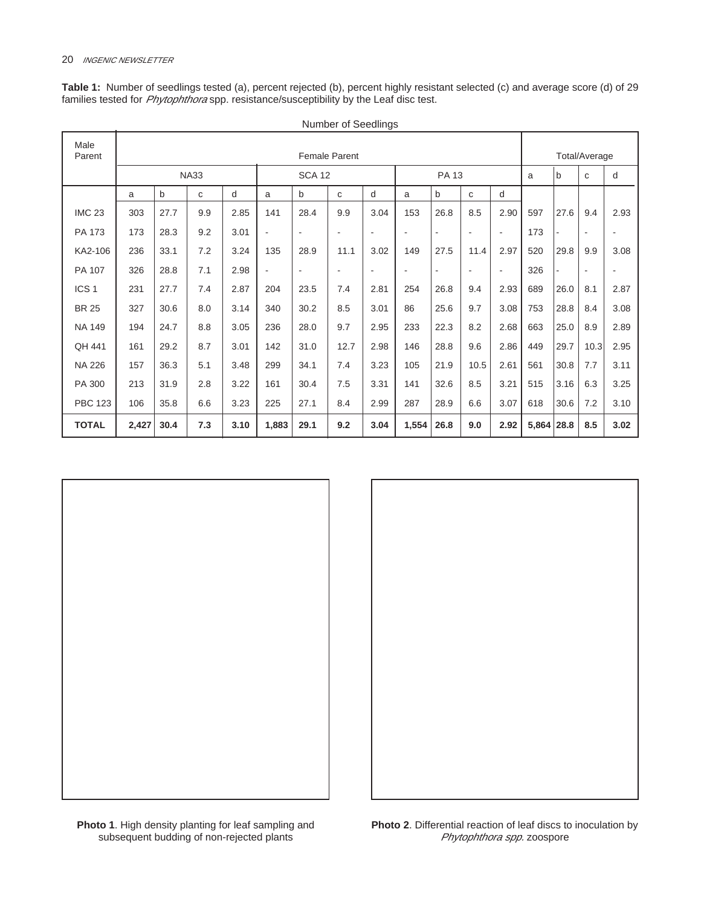**Table 1:** Number of seedlings tested (a), percent rejected (b), percent highly resistant selected (c) and average score (d) of 29 families tested for *Phytophthora* spp. resistance/susceptibility by the Leaf disc test.

| | Number of Seedlings | | | | | | | | | | | | | | | |
|---|---|---|---|---|---|---|---|---|---|---|---|---|---|---|---|---|
| Male Parent | Female Parent | | | | | | | | | | | | Total/Average | | | |
| | NA33 | | | | SCA 12 | | | | PA 13 | | | | a | b | c | d |
| | a | b | c | d | a | b | c | d | a | b | c | d | | | | |
| IMC 23 | 303 | 27.7 | 9.9 | 2.85 | 141 | 28.4 | 9.9 | 3.04 | 153 | 26.8 | 8.5 | 2.90 | 597 | 27.6 | 9.4 | 2.93 |
| PA 173 | 173 | 28.3 | 9.2 | 3.01 | - | - | - | - | - | - | - | - | 173 | - | - | - |
| KA2-106 | 236 | 33.1 | 7.2 | 3.24 | 135 | 28.9 | 11.1 | 3.02 | 149 | 27.5 | 11.4 | 2.97 | 520 | 29.8 | 9.9 | 3.08 |
| PA 107 | 326 | 28.8 | 7.1 | 2.98 | - | - | - | - | - | - | - | - | 326 | - | - | - |
| ICS 1 | 231 | 27.7 | 7.4 | 2.87 | 204 | 23.5 | 7.4 | 2.81 | 254 | 26.8 | 9.4 | 2.93 | 689 | 26.0 | 8.1 | 2.87 |
| BR 25 | 327 | 30.6 | 8.0 | 3.14 | 340 | 30.2 | 8.5 | 3.01 | 86 | 25.6 | 9.7 | 3.08 | 753 | 28.8 | 8.4 | 3.08 |
| NA 149 | 194 | 24.7 | 8.8 | 3.05 | 236 | 28.0 | 9.7 | 2.95 | 233 | 22.3 | 8.2 | 2.68 | 663 | 25.0 | 8.9 | 2.89 |
| QH 441 | 161 | 29.2 | 8.7 | 3.01 | 142 | 31.0 | 12.7 | 2.98 | 146 | 28.8 | 9.6 | 2.86 | 449 | 29.7 | 10.3 | 2.95 |
| NA 226 | 157 | 36.3 | 5.1 | 3.48 | 299 | 34.1 | 7.4 | 3.23 | 105 | 21.9 | 10.5 | 2.61 | 561 | 30.8 | 7.7 | 3.11 |
| PA 300 | 213 | 31.9 | 2.8 | 3.22 | 161 | 30.4 | 7.5 | 3.31 | 141 | 32.6 | 8.5 | 3.21 | 515 | 3.16 | 6.3 | 3.25 |
| PBC 123 | 106 | 35.8 | 6.6 | 3.23 | 225 | 27.1 | 8.4 | 2.99 | 287 | 28.9 | 6.6 | 3.07 | 618 | 30.6 | 7.2 | 3.10 |
| **TOTAL** | **2,427** | **30.4** | **7.3** | **3.10** | **1,883** | **29.1** | **9.2** | **3.04** | **1,554** | **26.8** | **9.0** | **2.92** | **5,864** | **28.8** | **8.5** | **3.02** |

**Photo 1**. High density planting for leaf sampling and subsequent budding of non-rejected plants

**Photo 2**. Differential reaction of leaf discs to inoculation by *Phytophthora spp.* zoospore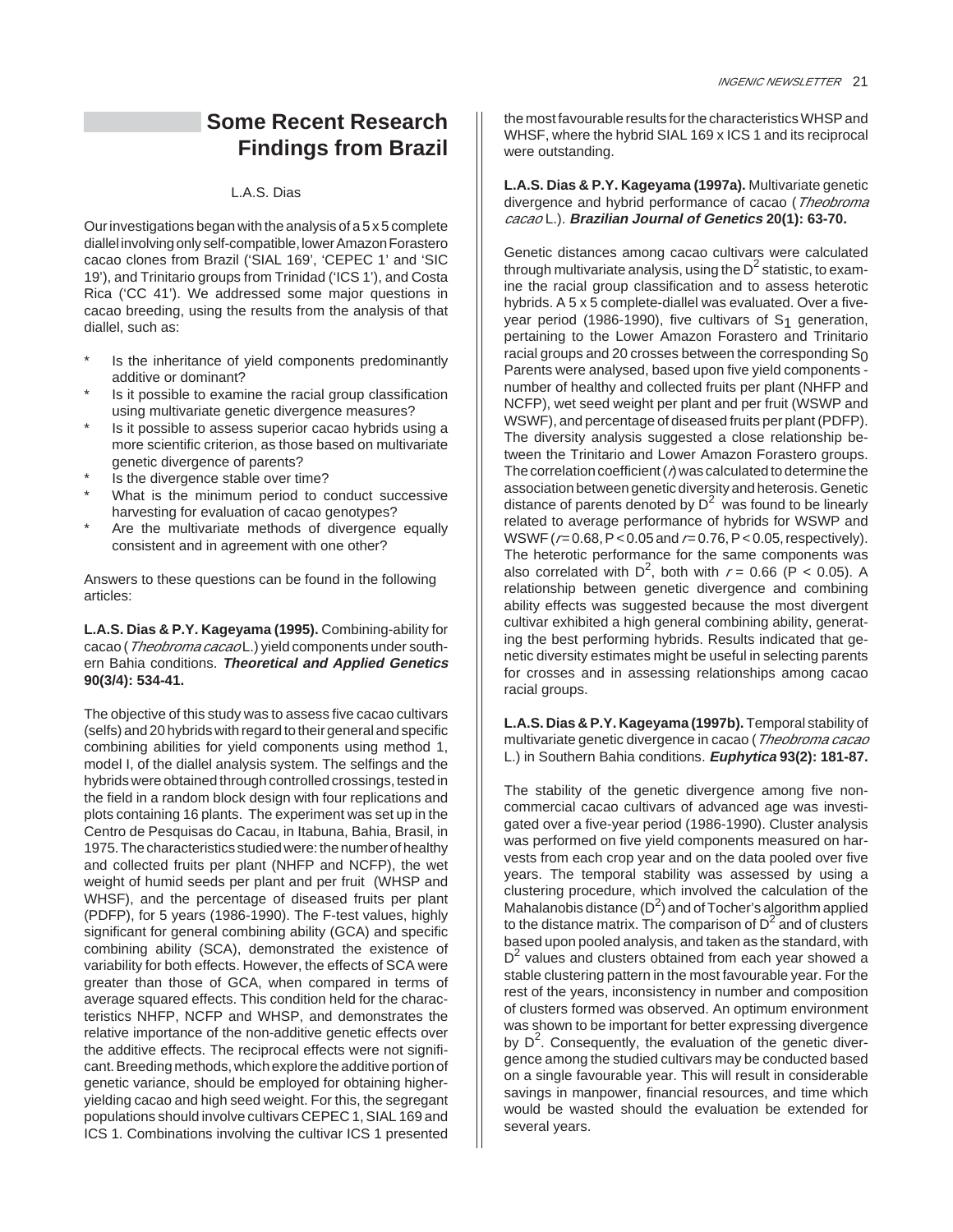# Some Recent Research Findings from Brazil

L.A.S. Dias

Our investigations began with the analysis of a 5 x 5 complete diallel involving only self-compatible, lower Amazon Forastero cacao clones from Brazil ('SIAL 169', 'CEPEC 1' and 'SIC 19'), and Trinitario groups from Trinidad ('ICS 1'), and Costa Rica ('CC 41'). We addressed some major questions in cacao breeding, using the results from the analysis of that diallel, such as:

- Is the inheritance of yield components predominantly additive or dominant?
- Is it possible to examine the racial group classification using multivariate genetic divergence measures?
- Is it possible to assess superior cacao hybrids using a more scientific criterion, as those based on multivariate genetic divergence of parents?
- Is the divergence stable over time?
- What is the minimum period to conduct successive harvesting for evaluation of cacao genotypes?
- Are the multivariate methods of divergence equally consistent and in agreement with one other?

Answers to these questions can be found in the following articles:

**L.A.S. Dias & P.Y. Kageyama (1995).** Combining-ability for cacao (*Theobroma cacao* L.) yield components under southern Bahia conditions. ***Theoretical and Applied Genetics* 90(3/4): 534-41.**

The objective of this study was to assess five cacao cultivars (selfs) and 20 hybrids with regard to their general and specific combining abilities for yield components using method 1, model I, of the diallel analysis system. The selfings and the hybrids were obtained through controlled crossings, tested in the field in a random block design with four replications and plots containing 16 plants. The experiment was set up in the Centro de Pesquisas do Cacau, in Itabuna, Bahia, Brasil, in 1975. The characteristics studied were: the number of healthy and collected fruits per plant (NHFP and NCFP), the wet weight of humid seeds per plant and per fruit (WHSP and WHSF), and the percentage of diseased fruits per plant (PDFP), for 5 years (1986-1990). The F-test values, highly significant for general combining ability (GCA) and specific combining ability (SCA), demonstrated the existence of variability for both effects. However, the effects of SCA were greater than those of GCA, when compared in terms of average squared effects. This condition held for the characteristics NHFP, NCFP and WHSP, and demonstrates the relative importance of the non-additive genetic effects over the additive effects. The reciprocal effects were not significant. Breeding methods, which explore the additive portion of genetic variance, should be employed for obtaining higher-yielding cacao and high seed weight. For this, the segregant populations should involve cultivars CEPEC 1, SIAL 169 and ICS 1. Combinations involving the cultivar ICS 1 presented the most favourable results for the characteristics WHSP and WHSF, where the hybrid SIAL 169 x ICS 1 and its reciprocal were outstanding.

**L.A.S. Dias & P.Y. Kageyama (1997a).** Multivariate genetic divergence and hybrid performance of cacao (*Theobroma cacao* L.). ***Brazilian Journal of Genetics* 20(1): 63-70.**

Genetic distances among cacao cultivars were calculated through multivariate analysis, using the $D^2$ statistic, to examine the racial group classification and to assess heterotic hybrids. A 5 x 5 complete-diallel was evaluated. Over a five-year period (1986-1990), five cultivars of $S_1$ generation, pertaining to the Lower Amazon Forastero and Trinitario racial groups and 20 crosses between the corresponding $S_0$ Parents were analysed, based upon five yield components - number of healthy and collected fruits per plant (NHFP and NCFP), wet seed weight per plant and per fruit (WSWP and WSWF), and percentage of diseased fruits per plant (PDFP). The diversity analysis suggested a close relationship between the Trinitario and Lower Amazon Forastero groups. The correlation coefficient ($r$) was calculated to determine the association between genetic diversity and heterosis. Genetic distance of parents denoted by $D^2$ was found to be linearly related to average performance of hybrids for WSWP and WSWF ($r = 0.68$, $P < 0.05$ and $r = 0.76$, $P < 0.05$, respectively). The heterotic performance for the same components was also correlated with $D^2$, both with $r = 0.66$ ($P < 0.05$). A relationship between genetic divergence and combining ability effects was suggested because the most divergent cultivar exhibited a high general combining ability, generating the best performing hybrids. Results indicated that genetic diversity estimates might be useful in selecting parents for crosses and in assessing relationships among cacao racial groups.

**L.A.S. Dias & P.Y. Kageyama (1997b).** Temporal stability of multivariate genetic divergence in cacao (*Theobroma cacao* L.) in Southern Bahia conditions. ***Euphytica* 93(2): 181-87.**

The stability of the genetic divergence among five non-commercial cacao cultivars of advanced age was investigated over a five-year period (1986-1990). Cluster analysis was performed on five yield components measured on harvests from each crop year and on the data pooled over five years. The temporal stability was assessed by using a clustering procedure, which involved the calculation of the Mahalanobis distance ($D^2$) and of Tocher's algorithm applied to the distance matrix. The comparison of $D^2$ and of clusters based upon pooled analysis, and taken as the standard, with $D^2$ values and clusters obtained from each year showed a stable clustering pattern in the most favourable year. For the rest of the years, inconsistency in number and composition of clusters formed was observed. An optimum environment was shown to be important for better expressing divergence by $D^2$. Consequently, the evaluation of the genetic divergence among the studied cultivars may be conducted based on a single favourable year. This will result in considerable savings in manpower, financial resources, and time which would be wasted should the evaluation be extended for several years.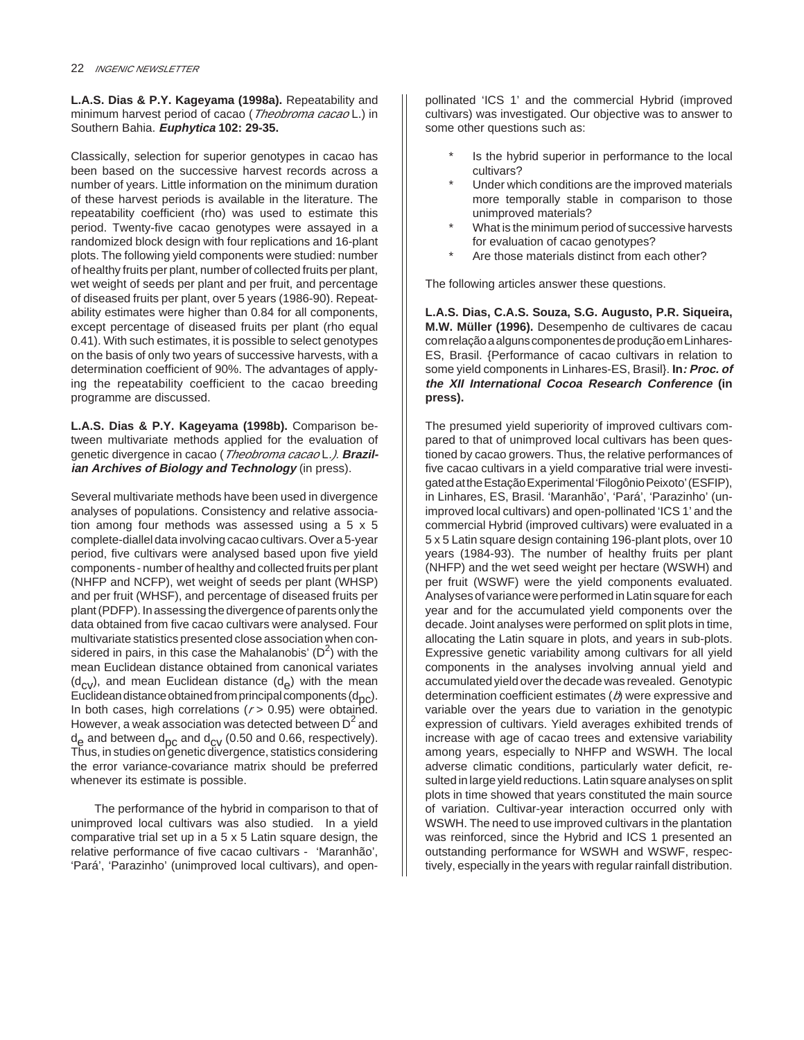**L.A.S. Dias & P.Y. Kageyama (1998a).** Repeatability and minimum harvest period of cacao (*Theobroma cacao* L.) in Southern Bahia. ***Euphytica* 102: 29-35.**

Classically, selection for superior genotypes in cacao has been based on the successive harvest records across a number of years. Little information on the minimum duration of these harvest periods is available in the literature. The repeatability coefficient (rho) was used to estimate this period. Twenty-five cacao genotypes were assayed in a randomized block design with four replications and 16-plant plots. The following yield components were studied: number of healthy fruits per plant, number of collected fruits per plant, wet weight of seeds per plant and per fruit, and percentage of diseased fruits per plant, over 5 years (1986-90). Repeatability estimates were higher than 0.84 for all components, except percentage of diseased fruits per plant (rho equal 0.41). With such estimates, it is possible to select genotypes on the basis of only two years of successive harvests, with a determination coefficient of 90%. The advantages of applying the repeatability coefficient to the cacao breeding programme are discussed.

**L.A.S. Dias & P.Y. Kageyama (1998b).** Comparison between multivariate methods applied for the evaluation of genetic divergence in cacao (*Theobroma cacao* L.). ***Brazilian Archives of Biology and Technology*** (in press).

Several multivariate methods have been used in divergence analyses of populations. Consistency and relative association among four methods was assessed using a 5 x 5 complete-diallel data involving cacao cultivars. Over a 5-year period, five cultivars were analysed based upon five yield components - number of healthy and collected fruits per plant (NHFP and NCFP), wet weight of seeds per plant (WHSP) and per fruit (WHSF), and percentage of diseased fruits per plant (PDFP). In assessing the divergence of parents only the data obtained from five cacao cultivars were analysed. Four multivariate statistics presented close association when considered in pairs, in this case the Mahalanobis' ($D^2$) with the mean Euclidean distance obtained from canonical variates ($d_{cv}$), and mean Euclidean distance ($d_e$) with the mean Euclidean distance obtained from principal components ($d_{pc}$). In both cases, high correlations ($r > 0.95$) were obtained. However, a weak association was detected between $D^2$ and $d_e$ and between $d_{pc}$ and $d_{cv}$ (0.50 and 0.66, respectively). Thus, in studies on genetic divergence, statistics considering the error variance-covariance matrix should be preferred whenever its estimate is possible.

The performance of the hybrid in comparison to that of unimproved local cultivars was also studied. In a yield comparative trial set up in a 5 x 5 Latin square design, the relative performance of five cacao cultivars - 'Maranhão', 'Pará', 'Parazinho' (unimproved local cultivars), and open-pollinated 'ICS 1' and the commercial Hybrid (improved cultivars) was investigated. Our objective was to answer to some other questions such as:

- Is the hybrid superior in performance to the local cultivars?
- Under which conditions are the improved materials more temporally stable in comparison to those unimproved materials?
- What is the minimum period of successive harvests for evaluation of cacao genotypes?
- Are those materials distinct from each other?

The following articles answer these questions.

**L.A.S. Dias, C.A.S. Souza, S.G. Augusto, P.R. Siqueira, M.W. Müller (1996).** Desempenho de cultivares de cacau com relação a alguns componentes de produção em Linhares-ES, Brasil. {Performance of cacao cultivars in relation to some yield components in Linhares-ES, Brasil}. **In*: Proc. of the XII International Cocoa Research Conference* (in press).**

The presumed yield superiority of improved cultivars compared to that of unimproved local cultivars has been questioned by cacao growers. Thus, the relative performances of five cacao cultivars in a yield comparative trial were investigated at the Estação Experimental 'Filogônio Peixoto' (ESFIP), in Linhares, ES, Brasil. 'Maranhão', 'Pará', 'Parazinho' (unimproved local cultivars) and open-pollinated 'ICS 1' and the commercial Hybrid (improved cultivars) were evaluated in a 5 x 5 Latin square design containing 196-plant plots, over 10 years (1984-93). The number of healthy fruits per plant (NHFP) and the wet seed weight per hectare (WSWH) and per fruit (WSWF) were the yield components evaluated. Analyses of variance were performed in Latin square for each year and for the accumulated yield components over the decade. Joint analyses were performed on split plots in time, allocating the Latin square in plots, and years in sub-plots. Expressive genetic variability among cultivars for all yield components in the analyses involving annual yield and accumulated yield over the decade was revealed. Genotypic determination coefficient estimates ($b$) were expressive and variable over the years due to variation in the genotypic expression of cultivars. Yield averages exhibited trends of increase with age of cacao trees and extensive variability among years, especially to NHFP and WSWH. The local adverse climatic conditions, particularly water deficit, resulted in large yield reductions. Latin square analyses on split plots in time showed that years constituted the main source of variation. Cultivar-year interaction occurred only with WSWH. The need to use improved cultivars in the plantation was reinforced, since the Hybrid and ICS 1 presented an outstanding performance for WSWH and WSWF, respectively, especially in the years with regular rainfall distribution.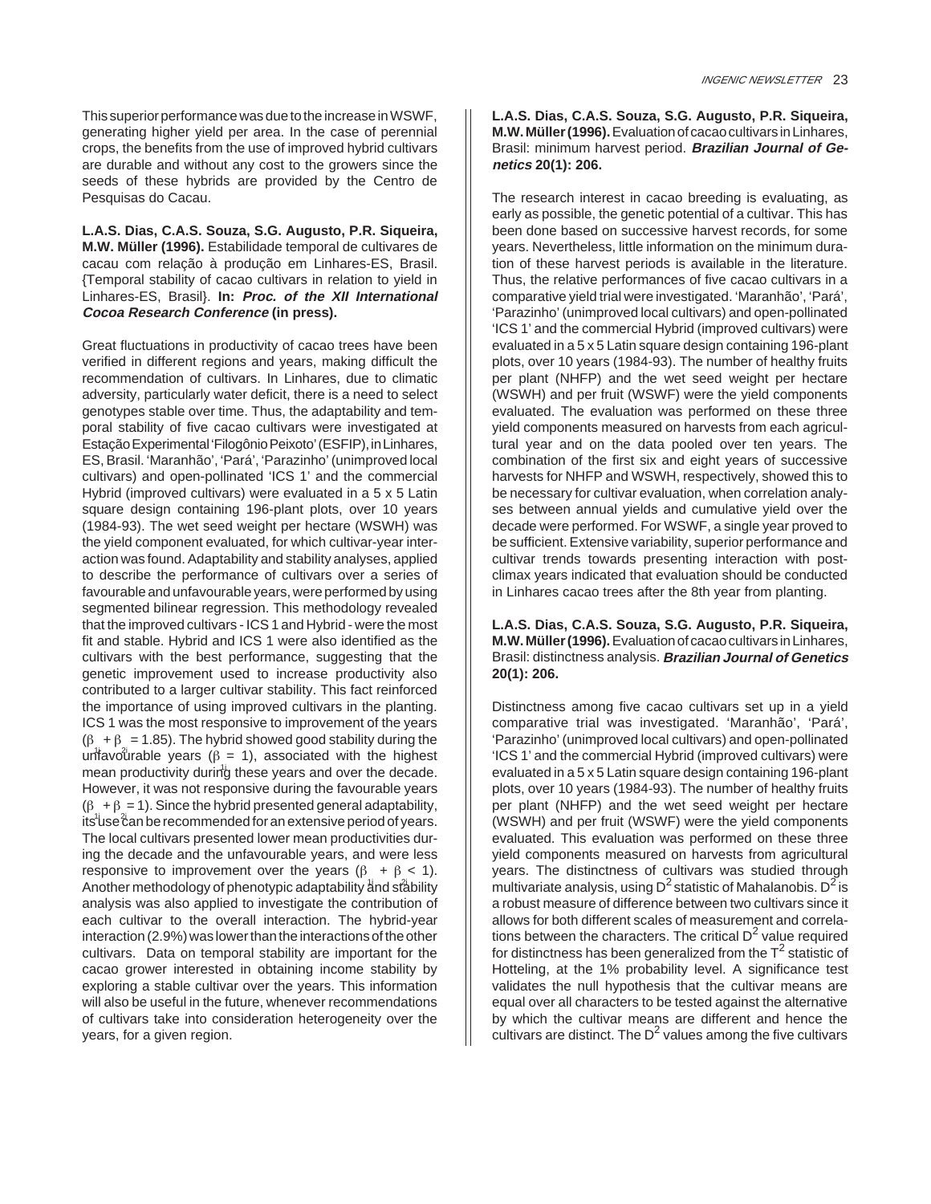This superior performance was due to the increase in WSWF, generating higher yield per area. In the case of perennial crops, the benefits from the use of improved hybrid cultivars are durable and without any cost to the growers since the seeds of these hybrids are provided by the Centro de Pesquisas do Cacau.

**L.A.S. Dias, C.A.S. Souza, S.G. Augusto, P.R. Siqueira, M.W. Müller (1996).** Estabilidade temporal de cultivares de cacau com relação à produção em Linhares-ES, Brasil. {Temporal stability of cacao cultivars in relation to yield in Linhares-ES, Brasil}. **In:** ***Proc. of the XII International Cocoa Research Conference*** **(in press).**

Great fluctuations in productivity of cacao trees have been verified in different regions and years, making difficult the recommendation of cultivars. In Linhares, due to climatic adversity, particularly water deficit, there is a need to select genotypes stable over time. Thus, the adaptability and temporal stability of five cacao cultivars were investigated at Estação Experimental 'Filogônio Peixoto' (ESFIP), in Linhares, ES, Brasil. 'Maranhão', 'Pará', 'Parazinho' (unimproved local cultivars) and open-pollinated 'ICS 1' and the commercial Hybrid (improved cultivars) were evaluated in a 5 x 5 Latin square design containing 196-plant plots, over 10 years (1984-93). The wet seed weight per hectare (WSWH) was the yield component evaluated, for which cultivar-year interaction was found. Adaptability and stability analyses, applied to describe the performance of cultivars over a series of favourable and unfavourable years, were performed by using segmented bilinear regression. This methodology revealed that the improved cultivars - ICS 1 and Hybrid - were the most fit and stable. Hybrid and ICS 1 were also identified as the cultivars with the best performance, suggesting that the genetic improvement used to increase productivity also contributed to a larger cultivar stability. This fact reinforced the importance of using improved cultivars in the planting. ICS 1 was the most responsive to improvement of the years ($\beta_{1i} + \beta_{2i} = 1.85$). The hybrid showed good stability during the unfavourable years ($\beta_{1i} = 1$), associated with the highest mean productivity during these years and over the decade. However, it was not responsive during the favourable years ($\beta_{1i} + \beta_{2i} = 1$). Since the hybrid presented general adaptability, its use can be recommended for an extensive period of years. The local cultivars presented lower mean productivities during the decade and the unfavourable years, and were less responsive to improvement over the years ($\beta_{1i} + \beta_{2i} < 1$). Another methodology of phenotypic adaptability and stability analysis was also applied to investigate the contribution of each cultivar to the overall interaction. The hybrid-year interaction (2.9%) was lower than the interactions of the other cultivars. Data on temporal stability are important for the cacao grower interested in obtaining income stability by exploring a stable cultivar over the years. This information will also be useful in the future, whenever recommendations of cultivars take into consideration heterogeneity over the years, for a given region.

**L.A.S. Dias, C.A.S. Souza, S.G. Augusto, P.R. Siqueira, M.W. Müller (1996).** Evaluation of cacao cultivars in Linhares, Brasil: minimum harvest period. ***Brazilian Journal of Genetics*** **20(1): 206.**

The research interest in cacao breeding is evaluating, as early as possible, the genetic potential of a cultivar. This has been done based on successive harvest records, for some years. Nevertheless, little information on the minimum duration of these harvest periods is available in the literature. Thus, the relative performances of five cacao cultivars in a comparative yield trial were investigated. 'Maranhão', 'Pará', 'Parazinho' (unimproved local cultivars) and open-pollinated 'ICS 1' and the commercial Hybrid (improved cultivars) were evaluated in a 5 x 5 Latin square design containing 196-plant plots, over 10 years (1984-93). The number of healthy fruits per plant (NHFP) and the wet seed weight per hectare (WSWH) and per fruit (WSWF) were the yield components evaluated. The evaluation was performed on these three yield components measured on harvests from each agricultural year and on the data pooled over ten years. The combination of the first six and eight years of successive harvests for NHFP and WSWH, respectively, showed this to be necessary for cultivar evaluation, when correlation analyses between annual yields and cumulative yield over the decade were performed. For WSWF, a single year proved to be sufficient. Extensive variability, superior performance and cultivar trends towards presenting interaction with post-climax years indicated that evaluation should be conducted in Linhares cacao trees after the 8th year from planting.

**L.A.S. Dias, C.A.S. Souza, S.G. Augusto, P.R. Siqueira, M.W. Müller (1996).** Evaluation of cacao cultivars in Linhares, Brasil: distinctness analysis. ***Brazilian Journal of Genetics*** **20(1): 206.**

Distinctness among five cacao cultivars set up in a yield comparative trial was investigated. 'Maranhão', 'Pará', 'Parazinho' (unimproved local cultivars) and open-pollinated 'ICS 1' and the commercial Hybrid (improved cultivars) were evaluated in a 5 x 5 Latin square design containing 196-plant plots, over 10 years (1984-93). The number of healthy fruits per plant (NHFP) and the wet seed weight per hectare (WSWH) and per fruit (WSWF) were the yield components evaluated. This evaluation was performed on these three yield components measured on harvests from agricultural years. The distinctness of cultivars was studied through multivariate analysis, using $D^2$ statistic of Mahalanobis. $D^2$ is a robust measure of difference between two cultivars since it allows for both different scales of measurement and correlations between the characters. The critical $D^2$ value required for distinctness has been generalized from the $T^2$ statistic of Hotteling, at the 1% probability level. A significance test validates the null hypothesis that the cultivar means are equal over all characters to be tested against the alternative by which the cultivar means are different and hence the cultivars are distinct. The $D^2$ values among the five cultivars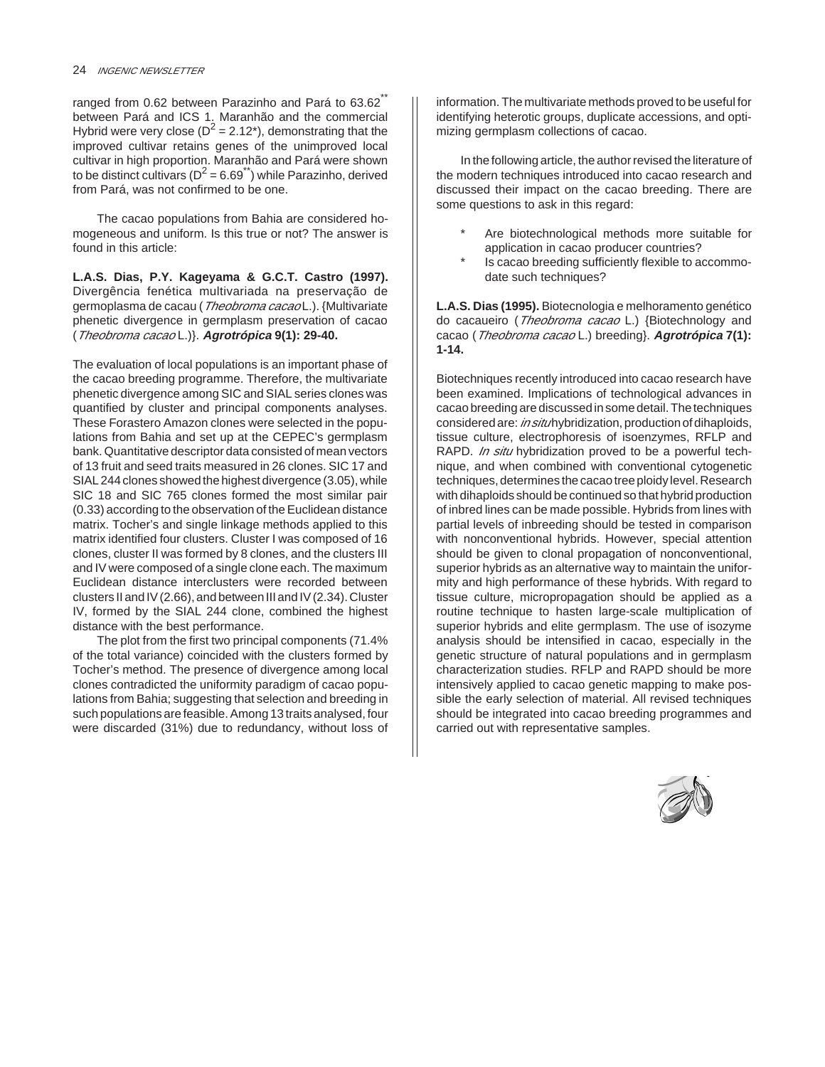ranged from 0.62 between Parazinho and Pará to $63.62^{**}$ between Pará and ICS 1. Maranhão and the commercial Hybrid were very close ($D^2 = 2.12^*$), demonstrating that the improved cultivar retains genes of the unimproved local cultivar in high proportion. Maranhão and Pará were shown to be distinct cultivars ($D^2 = 6.69^{**}$) while Parazinho, derived from Pará, was not confirmed to be one.

The cacao populations from Bahia are considered homogeneous and uniform. Is this true or not? The answer is found in this article:

**L.A.S. Dias, P.Y. Kageyama & G.C.T. Castro (1997).** Divergência fenética multivariada na preservação de germoplasma de cacau (*Theobroma cacao* L.). {Multivariate phenetic divergence in germplasm preservation of cacao (*Theobroma cacao* L.)}. ***Agrotrópica* 9(1): 29-40.**

The evaluation of local populations is an important phase of the cacao breeding programme. Therefore, the multivariate phenetic divergence among SIC and SIAL series clones was quantified by cluster and principal components analyses. These Forastero Amazon clones were selected in the populations from Bahia and set up at the CEPEC's germplasm bank. Quantitative descriptor data consisted of mean vectors of 13 fruit and seed traits measured in 26 clones. SIC 17 and SIAL 244 clones showed the highest divergence (3.05), while SIC 18 and SIC 765 clones formed the most similar pair (0.33) according to the observation of the Euclidean distance matrix. Tocher's and single linkage methods applied to this matrix identified four clusters. Cluster I was composed of 16 clones, cluster II was formed by 8 clones, and the clusters III and IV were composed of a single clone each. The maximum Euclidean distance interclusters were recorded between clusters II and IV (2.66), and between III and IV (2.34). Cluster IV, formed by the SIAL 244 clone, combined the highest distance with the best performance.

The plot from the first two principal components (71.4% of the total variance) coincided with the clusters formed by Tocher's method. The presence of divergence among local clones contradicted the uniformity paradigm of cacao populations from Bahia; suggesting that selection and breeding in such populations are feasible. Among 13 traits analysed, four were discarded (31%) due to redundancy, without loss of information. The multivariate methods proved to be useful for identifying heterotic groups, duplicate accessions, and optimizing germplasm collections of cacao.

In the following article, the author revised the literature of the modern techniques introduced into cacao research and discussed their impact on the cacao breeding. There are some questions to ask in this regard:

* Are biotechnological methods more suitable for application in cacao producer countries?
* Is cacao breeding sufficiently flexible to accommodate such techniques?

**L.A.S. Dias (1995).** Biotecnologia e melhoramento genético do cacaueiro (*Theobroma cacao* L.) {Biotechnology and cacao (*Theobroma cacao* L.) breeding}. ***Agrotrópica* 7(1): 1-14.**

Biotechniques recently introduced into cacao research have been examined. Implications of technological advances in cacao breeding are discussed in some detail. The techniques considered are: *in situ* hybridization, production of dihaploids, tissue culture, electrophoresis of isoenzymes, RFLP and RAPD. *In situ* hybridization proved to be a powerful technique, and when combined with conventional cytogenetic techniques, determines the cacao tree ploidy level. Research with dihaploids should be continued so that hybrid production of inbred lines can be made possible. Hybrids from lines with partial levels of inbreeding should be tested in comparison with nonconventional hybrids. However, special attention should be given to clonal propagation of nonconventional, superior hybrids as an alternative way to maintain the uniformity and high performance of these hybrids. With regard to tissue culture, micropropagation should be applied as a routine technique to hasten large-scale multiplication of superior hybrids and elite germplasm. The use of isozyme analysis should be intensified in cacao, especially in the genetic structure of natural populations and in germplasm characterization studies. RFLP and RAPD should be more intensively applied to cacao genetic mapping to make possible the early selection of material. All revised techniques should be integrated into cacao breeding programmes and carried out with representative samples.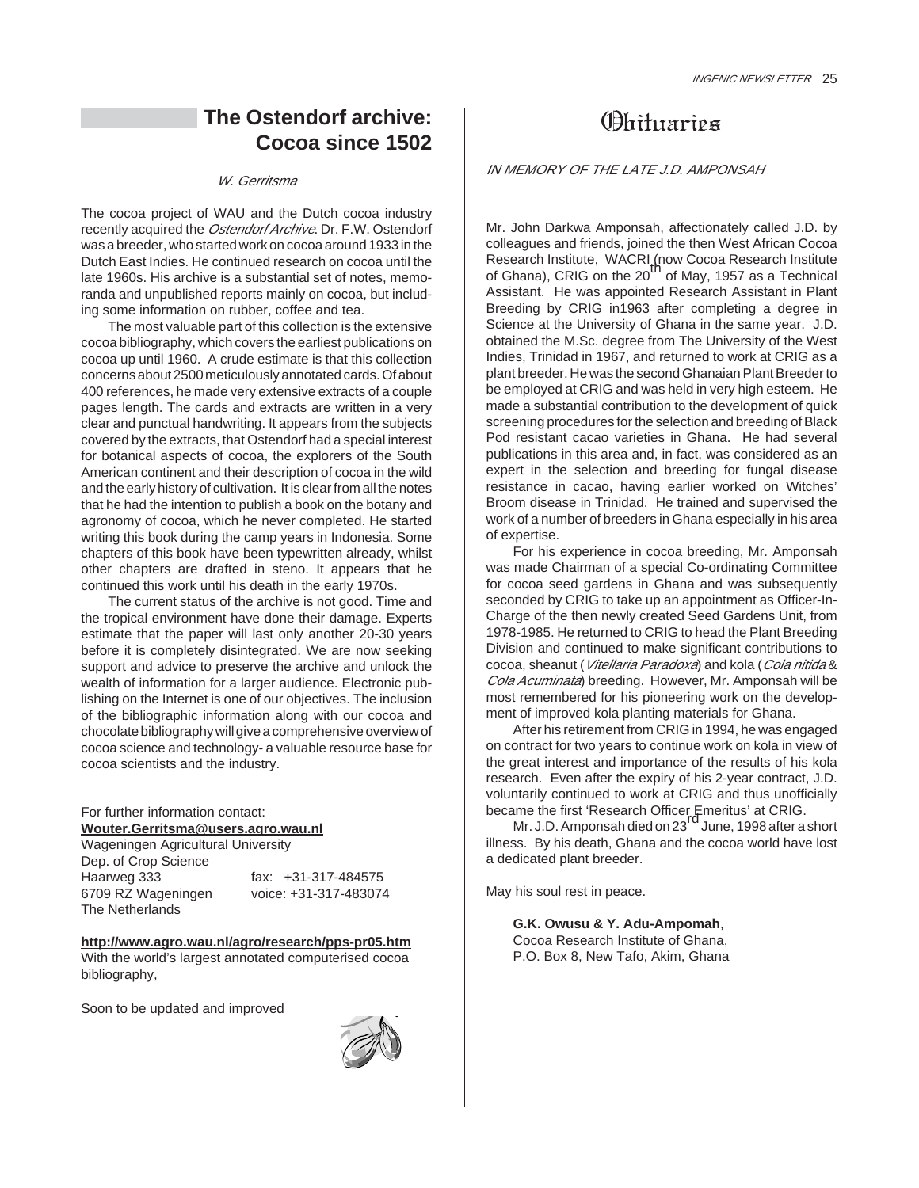## The Ostendorf archive: Cocoa since 1502

*W. Gerritsma*

The cocoa project of WAU and the Dutch cocoa industry recently acquired the *Ostendorf Archive*. Dr. F.W. Ostendorf was a breeder, who started work on cocoa around 1933 in the Dutch East Indies. He continued research on cocoa until the late 1960s. His archive is a substantial set of notes, memoranda and unpublished reports mainly on cocoa, but including some information on rubber, coffee and tea.

The most valuable part of this collection is the extensive cocoa bibliography, which covers the earliest publications on cocoa up until 1960. A crude estimate is that this collection concerns about 2500 meticulously annotated cards. Of about 400 references, he made very extensive extracts of a couple pages length. The cards and extracts are written in a very clear and punctual handwriting. It appears from the subjects covered by the extracts, that Ostendorf had a special interest for botanical aspects of cocoa, the explorers of the South American continent and their description of cocoa in the wild and the early history of cultivation. It is clear from all the notes that he had the intention to publish a book on the botany and agronomy of cocoa, which he never completed. He started writing this book during the camp years in Indonesia. Some chapters of this book have been typewritten already, whilst other chapters are drafted in steno. It appears that he continued this work until his death in the early 1970s.

The current status of the archive is not good. Time and the tropical environment have done their damage. Experts estimate that the paper will last only another 20-30 years before it is completely disintegrated. We are now seeking support and advice to preserve the archive and unlock the wealth of information for a larger audience. Electronic publishing on the Internet is one of our objectives. The inclusion of the bibliographic information along with our cocoa and chocolate bibliography will give a comprehensive overview of cocoa science and technology- a valuable resource base for cocoa scientists and the industry.

For further information contact:
**Wouter.Gerritsma@users.agro.wau.nl**
Wageningen Agricultural University
Dep. of Crop Science
Haarweg 333 — fax: +31-317-484575
6709 RZ Wageningen — voice: +31-317-483074
The Netherlands

**http://www.agro.wau.nl/agro/research/pps-pr05.htm**
With the world's largest annotated computerised cocoa bibliography,

Soon to be updated and improved

## Obituaries

*IN MEMORY OF THE LATE J.D. AMPONSAH*

Mr. John Darkwa Amponsah, affectionately called J.D. by colleagues and friends, joined the then West African Cocoa Research Institute, WACRI (now Cocoa Research Institute of Ghana), CRIG on the 20th of May, 1957 as a Technical Assistant. He was appointed Research Assistant in Plant Breeding by CRIG in1963 after completing a degree in Science at the University of Ghana in the same year. J.D. obtained the M.Sc. degree from The University of the West Indies, Trinidad in 1967, and returned to work at CRIG as a plant breeder. He was the second Ghanaian Plant Breeder to be employed at CRIG and was held in very high esteem. He made a substantial contribution to the development of quick screening procedures for the selection and breeding of Black Pod resistant cacao varieties in Ghana. He had several publications in this area and, in fact, was considered as an expert in the selection and breeding for fungal disease resistance in cacao, having earlier worked on Witches' Broom disease in Trinidad. He trained and supervised the work of a number of breeders in Ghana especially in his area of expertise.

For his experience in cocoa breeding, Mr. Amponsah was made Chairman of a special Co-ordinating Committee for cocoa seed gardens in Ghana and was subsequently seconded by CRIG to take up an appointment as Officer-In-Charge of the then newly created Seed Gardens Unit, from 1978-1985. He returned to CRIG to head the Plant Breeding Division and continued to make significant contributions to cocoa, sheanut (*Vitellaria Paradoxa*) and kola (*Cola nitida* & *Cola Acuminata*) breeding. However, Mr. Amponsah will be most remembered for his pioneering work on the development of improved kola planting materials for Ghana.

After his retirement from CRIG in 1994, he was engaged on contract for two years to continue work on kola in view of the great interest and importance of the results of his kola research. Even after the expiry of his 2-year contract, J.D. voluntarily continued to work at CRIG and thus unofficially became the first 'Research Officer Emeritus' at CRIG.

Mr. J.D. Amponsah died on 23rd June, 1998 after a short illness. By his death, Ghana and the cocoa world have lost a dedicated plant breeder.

May his soul rest in peace.

**G.K. Owusu & Y. Adu-Ampomah**,
Cocoa Research Institute of Ghana,
P.O. Box 8, New Tafo, Akim, Ghana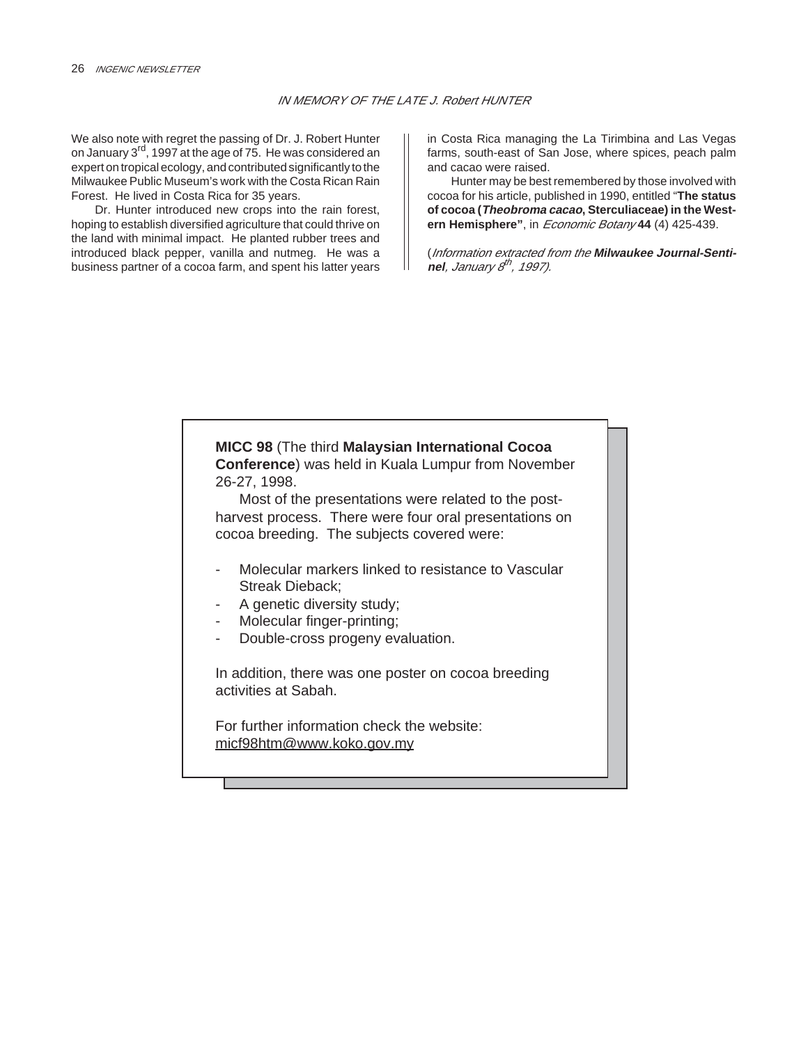## IN MEMORY OF THE LATE J. Robert HUNTER

We also note with regret the passing of Dr. J. Robert Hunter on January 3rd, 1997 at the age of 75. He was considered an expert on tropical ecology, and contributed significantly to the Milwaukee Public Museum's work with the Costa Rican Rain Forest. He lived in Costa Rica for 35 years.

Dr. Hunter introduced new crops into the rain forest, hoping to establish diversified agriculture that could thrive on the land with minimal impact. He planted rubber trees and introduced black pepper, vanilla and nutmeg. He was a business partner of a cocoa farm, and spent his latter years in Costa Rica managing the La Tirimbina and Las Vegas farms, south-east of San Jose, where spices, peach palm and cacao were raised.

Hunter may be best remembered by those involved with cocoa for his article, published in 1990, entitled "**The status of cocoa (*Theobroma cacao*, Sterculiaceae) in the Western Hemisphere"**, in *Economic Botany* **44** (4) 425-439.

(*Information extracted from the* ***Milwaukee Journal-Sentinel****, January 8th, 1997).*

---

**MICC 98** (The third **Malaysian International Cocoa Conference**) was held in Kuala Lumpur from November 26-27, 1998.

Most of the presentations were related to the post-harvest process. There were four oral presentations on cocoa breeding. The subjects covered were:

- Molecular markers linked to resistance to Vascular Streak Dieback;
- A genetic diversity study;
- Molecular finger-printing;
- Double-cross progeny evaluation.

In addition, there was one poster on cocoa breeding activities at Sabah.

For further information check the website: micf98htm@www.koko.gov.my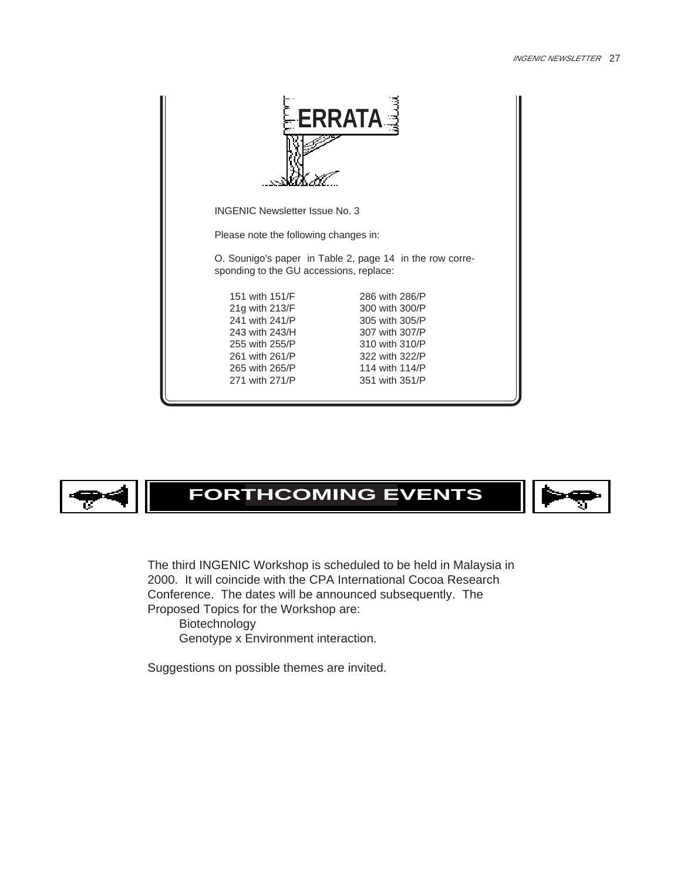# ERRATA

INGENIC Newsletter Issue No. 3

Please note the following changes in:

O. Sounigo's paper in Table 2, page 14 in the row corresponding to the GU accessions, replace:

| | |
|---|---|
| 151 with 151/F | 286 with 286/P |
| 21g with 213/F | 300 with 300/P |
| 241 with 241/P | 305 with 305/P |
| 243 with 243/H | 307 with 307/P |
| 255 with 255/P | 310 with 310/P |
| 261 with 261/P | 322 with 322/P |
| 265 with 265/P | 114 with 114/P |
| 271 with 271/P | 351 with 351/P |

# FORTHCOMING EVENTS

The third INGENIC Workshop is scheduled to be held in Malaysia in 2000. It will coincide with the CPA International Cocoa Research Conference. The dates will be announced subsequently. The Proposed Topics for the Workshop are:

Biotechnology
Genotype x Environment interaction.

Suggestions on possible themes are invited.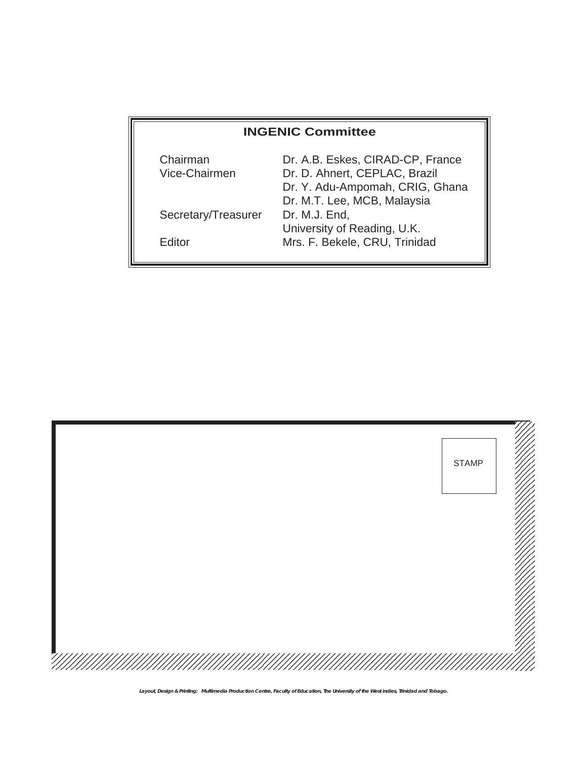## INGENIC Committee

| | |
|---|---|
| Chairman | Dr. A.B. Eskes, CIRAD-CP, France |
| Vice-Chairmen | Dr. D. Ahnert, CEPLAC, Brazil |
| | Dr. Y. Adu-Ampomah, CRIG, Ghana |
| | Dr. M.T. Lee, MCB, Malaysia |
| Secretary/Treasurer | Dr. M.J. End, University of Reading, U.K. |
| Editor | Mrs. F. Bekele, CRU, Trinidad |

STAMP

*Layout, Design & Printing: Multimedia Production Centre, Faculty of Education, The University of the West indies, Trinidad and Tobago.*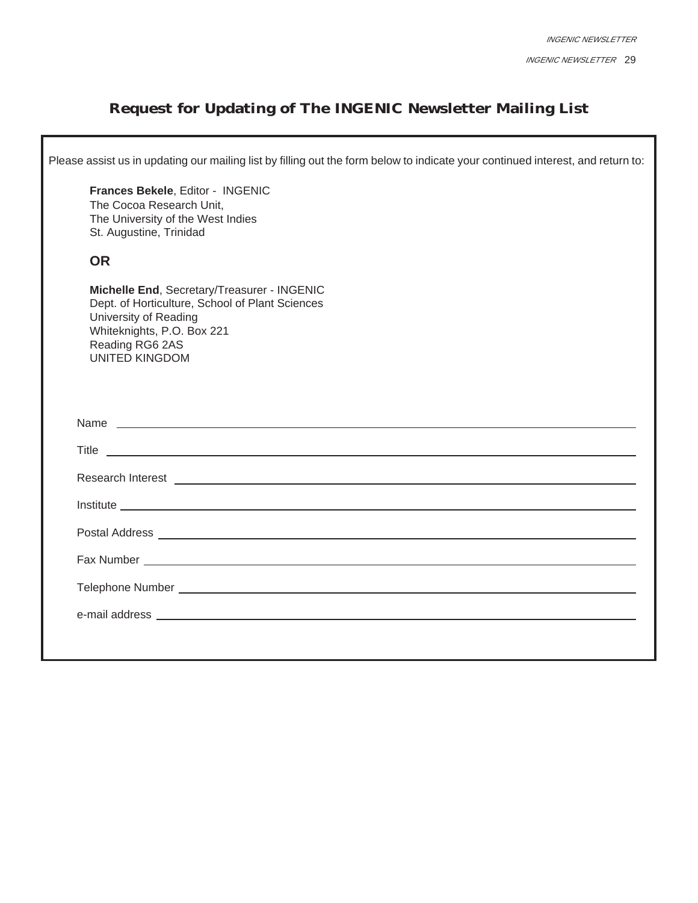## Request for Updating of The INGENIC Newsletter Mailing List

Please assist us in updating our mailing list by filling out the form below to indicate your continued interest, and return to:

**Frances Bekele**, Editor - INGENIC
The Cocoa Research Unit,
The University of the West Indies
St. Augustine, Trinidad

**OR**

**Michelle End**, Secretary/Treasurer - INGENIC
Dept. of Horticulture, School of Plant Sciences
University of Reading
Whiteknights, P.O. Box 221
Reading RG6 2AS
UNITED KINGDOM

Name ______________________________

Title ______________________________

Research Interest ______________________________

Institute ______________________________

Postal Address ______________________________

Fax Number ______________________________

Telephone Number ______________________________

e-mail address ______________________________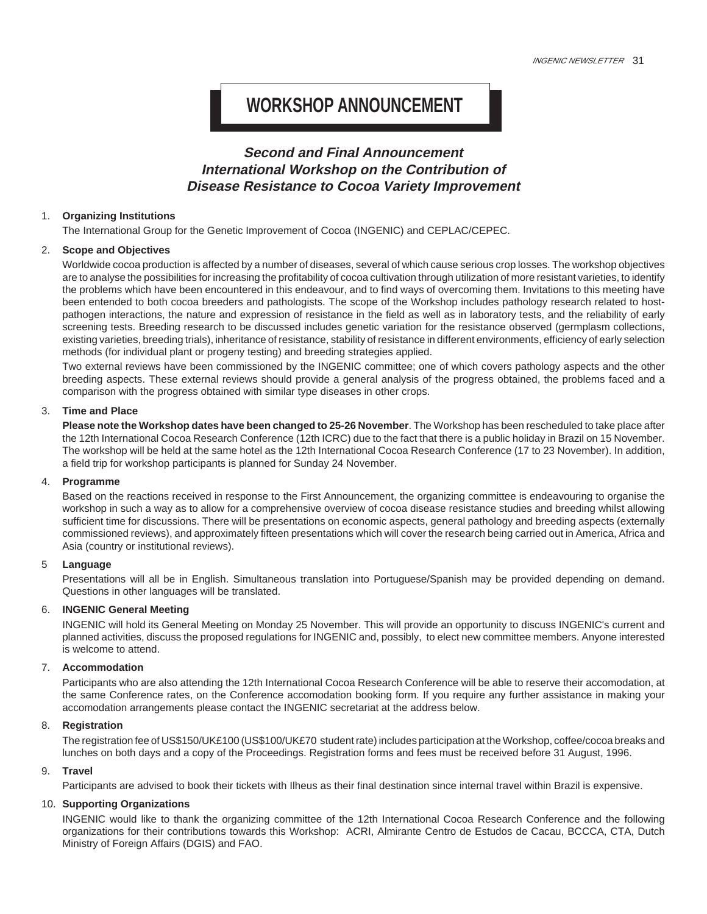# WORKSHOP ANNOUNCEMENT

## *Second and Final Announcement International Workshop on the Contribution of Disease Resistance to Cocoa Variety Improvement*

1. **Organizing Institutions**

   The International Group for the Genetic Improvement of Cocoa (INGENIC) and CEPLAC/CEPEC.

2. **Scope and Objectives**

   Worldwide cocoa production is affected by a number of diseases, several of which cause serious crop losses. The workshop objectives are to analyse the possibilities for increasing the profitability of cocoa cultivation through utilization of more resistant varieties, to identify the problems which have been encountered in this endeavour, and to find ways of overcoming them. Invitations to this meeting have been entended to both cocoa breeders and pathologists. The scope of the Workshop includes pathology research related to host-pathogen interactions, the nature and expression of resistance in the field as well as in laboratory tests, and the reliability of early screening tests. Breeding research to be discussed includes genetic variation for the resistance observed (germplasm collections, existing varieties, breeding trials), inheritance of resistance, stability of resistance in different environments, efficiency of early selection methods (for individual plant or progeny testing) and breeding strategies applied.

   Two external reviews have been commissioned by the INGENIC committee; one of which covers pathology aspects and the other breeding aspects. These external reviews should provide a general analysis of the progress obtained, the problems faced and a comparison with the progress obtained with similar type diseases in other crops.

3. **Time and Place**

   **Please note the Workshop dates have been changed to 25-26 November**. The Workshop has been rescheduled to take place after the 12th International Cocoa Research Conference (12th ICRC) due to the fact that there is a public holiday in Brazil on 15 November. The workshop will be held at the same hotel as the 12th International Cocoa Research Conference (17 to 23 November). In addition, a field trip for workshop participants is planned for Sunday 24 November.

4. **Programme**

   Based on the reactions received in response to the First Announcement, the organizing committee is endeavouring to organise the workshop in such a way as to allow for a comprehensive overview of cocoa disease resistance studies and breeding whilst allowing sufficient time for discussions. There will be presentations on economic aspects, general pathology and breeding aspects (externally commissioned reviews), and approximately fifteen presentations which will cover the research being carried out in America, Africa and Asia (country or institutional reviews).

5 **Language**

   Presentations will all be in English. Simultaneous translation into Portuguese/Spanish may be provided depending on demand. Questions in other languages will be translated.

6. **INGENIC General Meeting**

   INGENIC will hold its General Meeting on Monday 25 November. This will provide an opportunity to discuss INGENIC's current and planned activities, discuss the proposed regulations for INGENIC and, possibly, to elect new committee members. Anyone interested is welcome to attend.

7. **Accommodation**

   Participants who are also attending the 12th International Cocoa Research Conference will be able to reserve their accomodation, at the same Conference rates, on the Conference accomodation booking form. If you require any further assistance in making your accomodation arrangements please contact the INGENIC secretariat at the address below.

8. **Registration**

   The registration fee of US$150/UK£100 (US$100/UK£70 student rate) includes participation at the Workshop, coffee/cocoa breaks and lunches on both days and a copy of the Proceedings. Registration forms and fees must be received before 31 August, 1996.

9. **Travel**

   Participants are advised to book their tickets with Ilheus as their final destination since internal travel within Brazil is expensive.

10. **Supporting Organizations**

    INGENIC would like to thank the organizing committee of the 12th International Cocoa Research Conference and the following organizations for their contributions towards this Workshop: ACRI, Almirante Centro de Estudos de Cacau, BCCCA, CTA, Dutch Ministry of Foreign Affairs (DGIS) and FAO.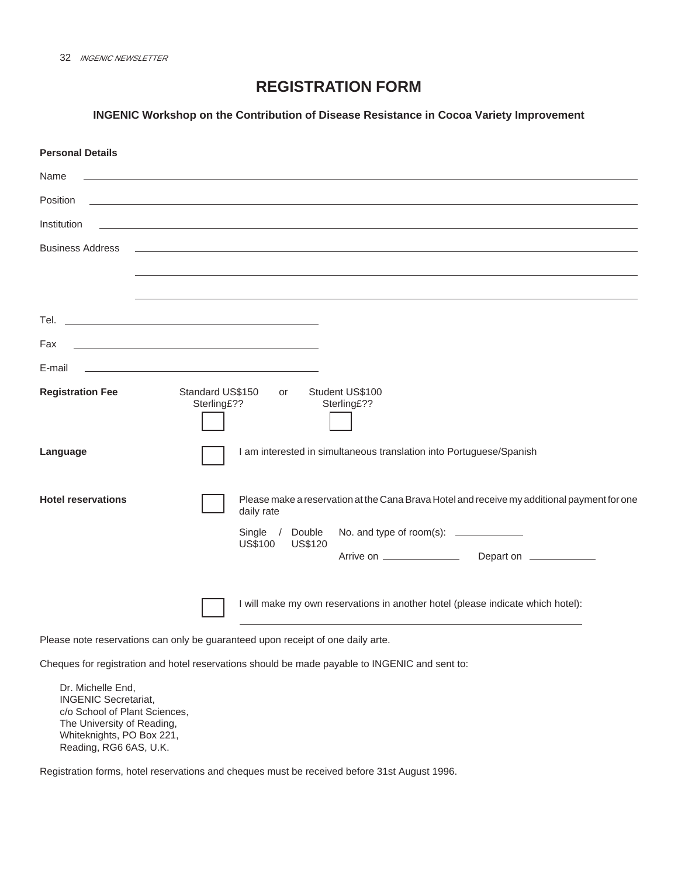# REGISTRATION FORM

### INGENIC Workshop on the Contribution of Disease Resistance in Cocoa Variety Improvement

**Personal Details**

Name ______________________________________________

Position ______________________________________________

Institution ______________________________________________

Business Address ______________________________________________

______________________________________________

______________________________________________

Tel. ______________________

Fax ______________________

E-mail ______________________

**Registration Fee** Standard US$150 Sterling£?? ☐ or Student US$100 Sterling£?? ☐

**Language** ☐ I am interested in simultaneous translation into Portuguese/Spanish

**Hotel reservations** ☐ Please make a reservation at the Cana Brava Hotel and receive my additional payment for one daily rate

Single / Double
US$100 US$120

No. and type of room(s): ____________

Arrive on ______________ Depart on ____________

☐ I will make my own reservations in another hotel (please indicate which hotel):

______________________________________________

Please note reservations can only be guaranteed upon receipt of one daily arte.

Cheques for registration and hotel reservations should be made payable to INGENIC and sent to:

Dr. Michelle End,
INGENIC Secretariat,
c/o School of Plant Sciences,
The University of Reading,
Whiteknights, PO Box 221,
Reading, RG6 6AS, U.K.

Registration forms, hotel reservations and cheques must be received before 31st August 1996.